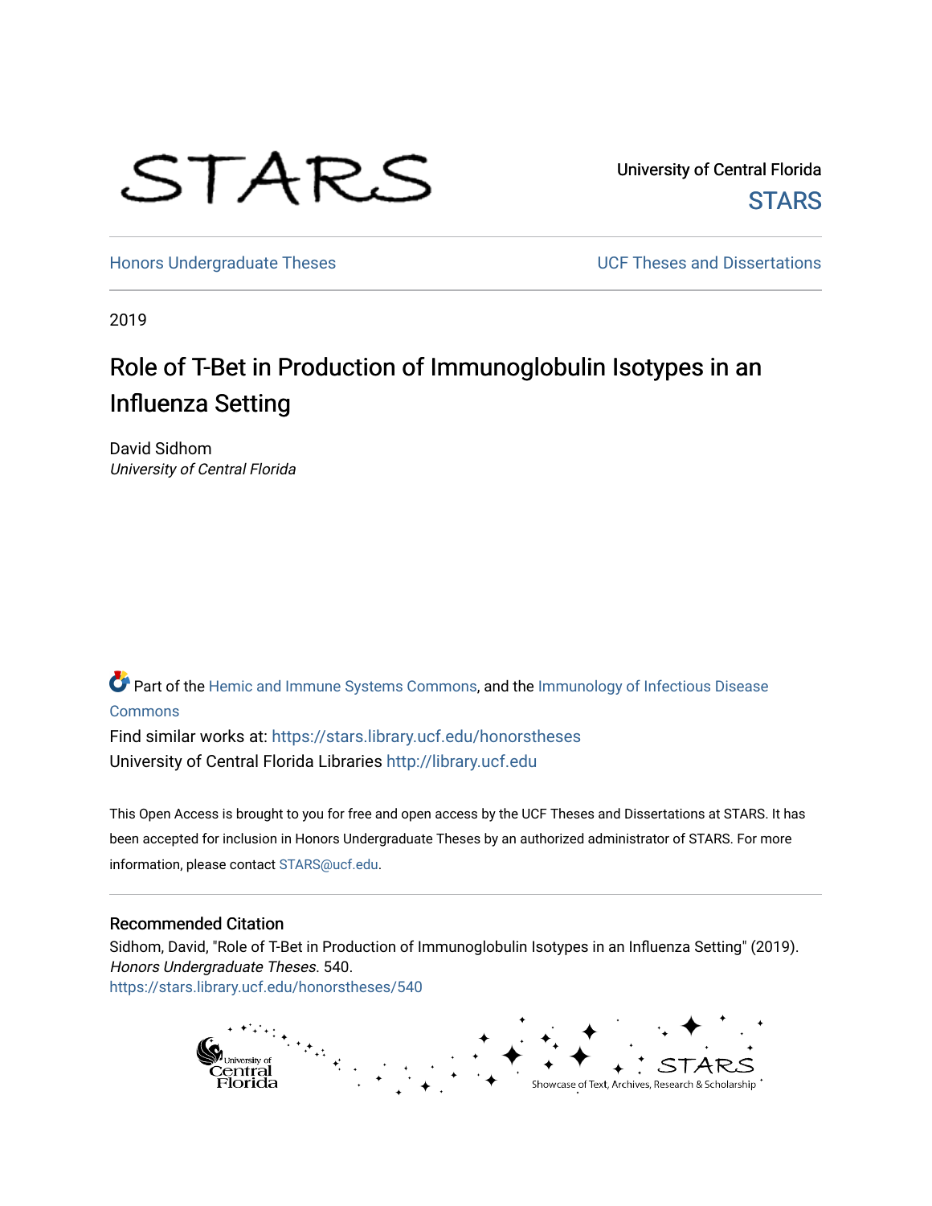University of Central Florida

STARS

Honors Undergraduate Theses

UCF Theses and Dissertations

2019

# Role of T-Bet in Production of Immunoglobulin Isotypes in an Influenza Setting

David Sidhom
*University of Central Florida*

Part of the Hemic and Immune Systems Commons, and the Immunology of Infectious Disease Commons

Find similar works at: https://stars.library.ucf.edu/honorstheses
University of Central Florida Libraries http://library.ucf.edu

This Open Access is brought to you for free and open access by the UCF Theses and Dissertations at STARS. It has been accepted for inclusion in Honors Undergraduate Theses by an authorized administrator of STARS. For more information, please contact STARS@ucf.edu.

## Recommended Citation

Sidhom, David, "Role of T-Bet in Production of Immunoglobulin Isotypes in an Influenza Setting" (2019). *Honors Undergraduate Theses*. 540.
https://stars.library.ucf.edu/honorstheses/540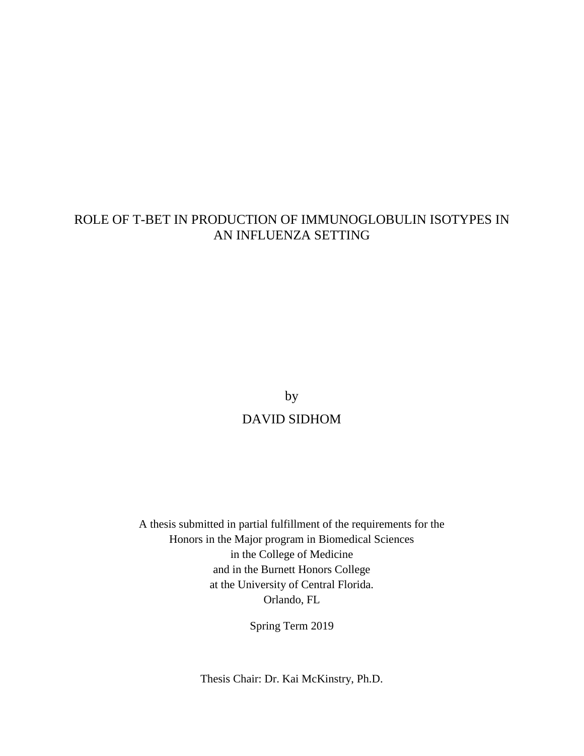# ROLE OF T-BET IN PRODUCTION OF IMMUNOGLOBULIN ISOTYPES IN AN INFLUENZA SETTING

by

DAVID SIDHOM

A thesis submitted in partial fulfillment of the requirements for the
Honors in the Major program in Biomedical Sciences
in the College of Medicine
and in the Burnett Honors College
at the University of Central Florida.
Orlando, FL

Spring Term 2019

Thesis Chair: Dr. Kai McKinstry, Ph.D.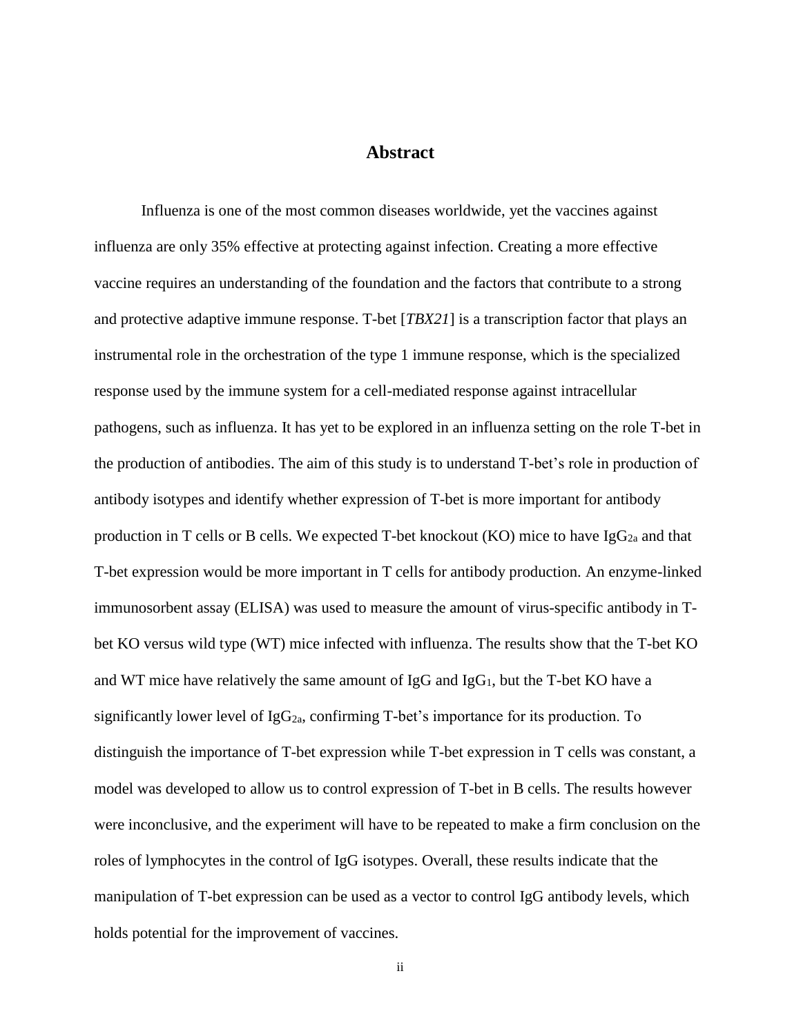# Abstract

Influenza is one of the most common diseases worldwide, yet the vaccines against influenza are only 35% effective at protecting against infection. Creating a more effective vaccine requires an understanding of the foundation and the factors that contribute to a strong and protective adaptive immune response. T-bet [*TBX21*] is a transcription factor that plays an instrumental role in the orchestration of the type 1 immune response, which is the specialized response used by the immune system for a cell-mediated response against intracellular pathogens, such as influenza. It has yet to be explored in an influenza setting on the role T-bet in the production of antibodies. The aim of this study is to understand T-bet's role in production of antibody isotypes and identify whether expression of T-bet is more important for antibody production in T cells or B cells. We expected T-bet knockout (KO) mice to have $IgG_{2a}$ and that T-bet expression would be more important in T cells for antibody production. An enzyme-linked immunosorbent assay (ELISA) was used to measure the amount of virus-specific antibody in T-bet KO versus wild type (WT) mice infected with influenza. The results show that the T-bet KO and WT mice have relatively the same amount of IgG and $IgG_1$, but the T-bet KO have a significantly lower level of $IgG_{2a}$, confirming T-bet's importance for its production. To distinguish the importance of T-bet expression while T-bet expression in T cells was constant, a model was developed to allow us to control expression of T-bet in B cells. The results however were inconclusive, and the experiment will have to be repeated to make a firm conclusion on the roles of lymphocytes in the control of IgG isotypes. Overall, these results indicate that the manipulation of T-bet expression can be used as a vector to control IgG antibody levels, which holds potential for the improvement of vaccines.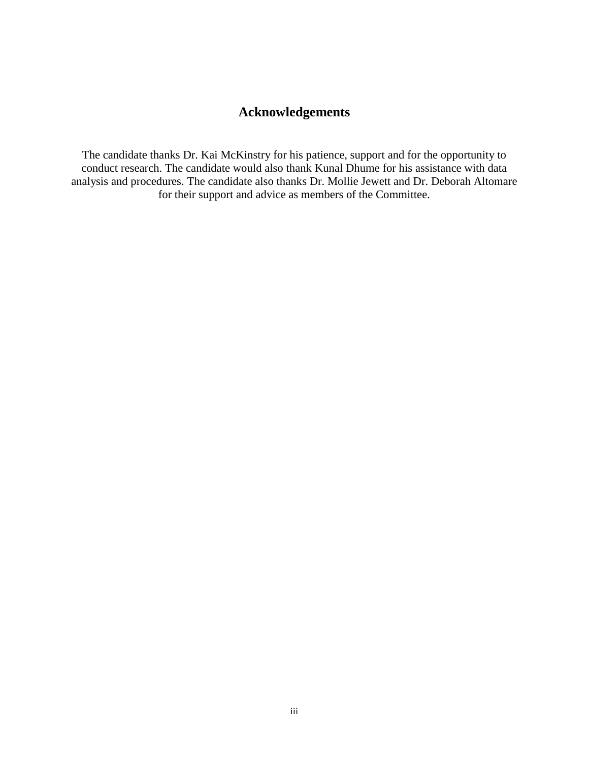# Acknowledgements

The candidate thanks Dr. Kai McKinstry for his patience, support and for the opportunity to conduct research. The candidate would also thank Kunal Dhume for his assistance with data analysis and procedures. The candidate also thanks Dr. Mollie Jewett and Dr. Deborah Altomare for their support and advice as members of the Committee.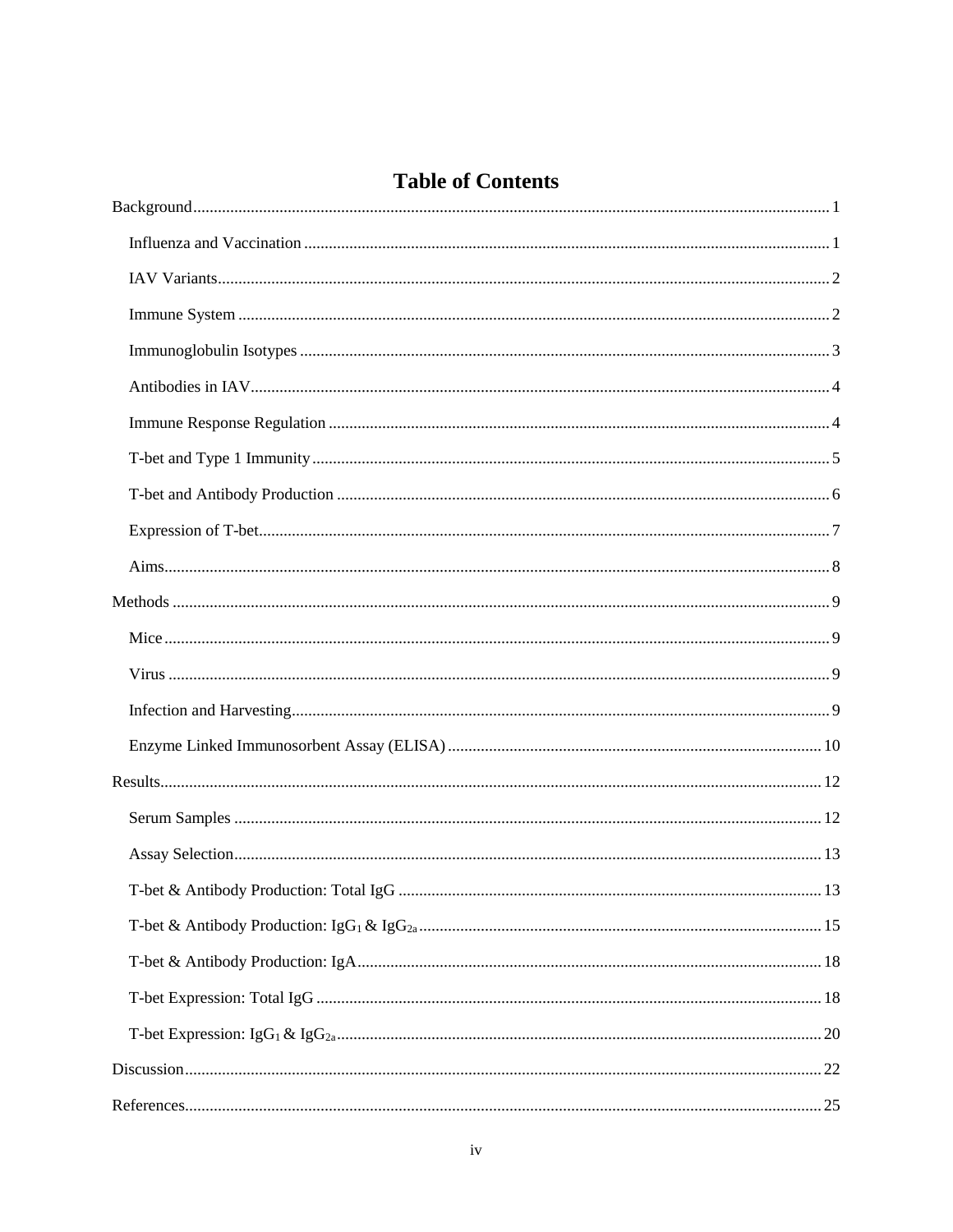# Table of Contents

Background........................................................................................................................................ 1

- Influenza and Vaccination ............................................................................................................. 1
- IAV Variants................................................................................................................................... 2
- Immune System ............................................................................................................................. 2
- Immunoglobulin Isotypes ............................................................................................................... 3
- Antibodies in IAV........................................................................................................................... 4
- Immune Response Regulation ........................................................................................................ 4
- T-bet and Type 1 Immunity ............................................................................................................ 5
- T-bet and Antibody Production ...................................................................................................... 6
- Expression of T-bet......................................................................................................................... 7
- Aims................................................................................................................................................ 8

Methods ............................................................................................................................................. 9

- Mice ................................................................................................................................................ 9
- Virus ............................................................................................................................................... 9
- Infection and Harvesting................................................................................................................. 9
- Enzyme Linked Immunosorbent Assay (ELISA) .......................................................................... 10

Results............................................................................................................................................... 12

- Serum Samples ............................................................................................................................. 12
- Assay Selection............................................................................................................................. 13
- T-bet & Antibody Production: Total IgG ...................................................................................... 13
- T-bet & Antibody Production: $IgG_1$ & $IgG_{2a}$ ................................................................................. 15
- T-bet & Antibody Production: IgA................................................................................................ 18
- T-bet Expression: Total IgG .......................................................................................................... 18
- T-bet Expression: $IgG_1$ & $IgG_{2a}$ ..................................................................................................... 20

Discussion......................................................................................................................................... 22

References......................................................................................................................................... 25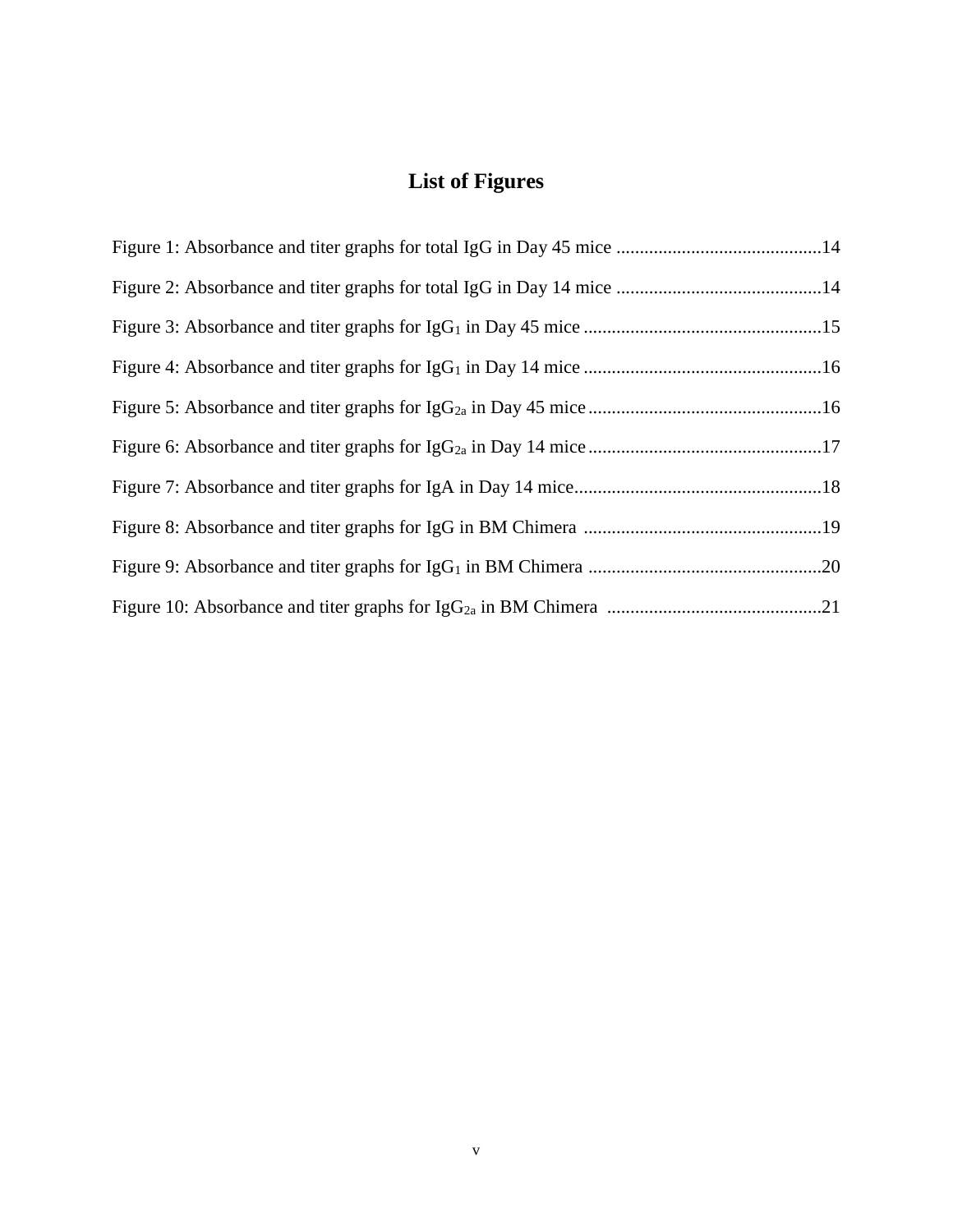# List of Figures

Figure 1: Absorbance and titer graphs for total IgG in Day 45 mice ............................................14

Figure 2: Absorbance and titer graphs for total IgG in Day 14 mice ............................................14

Figure 3: Absorbance and titer graphs for $IgG_1$ in Day 45 mice ...................................................15

Figure 4: Absorbance and titer graphs for $IgG_1$ in Day 14 mice ...................................................16

Figure 5: Absorbance and titer graphs for $IgG_{2a}$ in Day 45 mice ..................................................16

Figure 6: Absorbance and titer graphs for $IgG_{2a}$ in Day 14 mice ..................................................17

Figure 7: Absorbance and titer graphs for IgA in Day 14 mice.....................................................18

Figure 8: Absorbance and titer graphs for IgG in BM Chimera ...................................................19

Figure 9: Absorbance and titer graphs for $IgG_1$ in BM Chimera ..................................................20

Figure 10: Absorbance and titer graphs for $IgG_{2a}$ in BM Chimera ..............................................21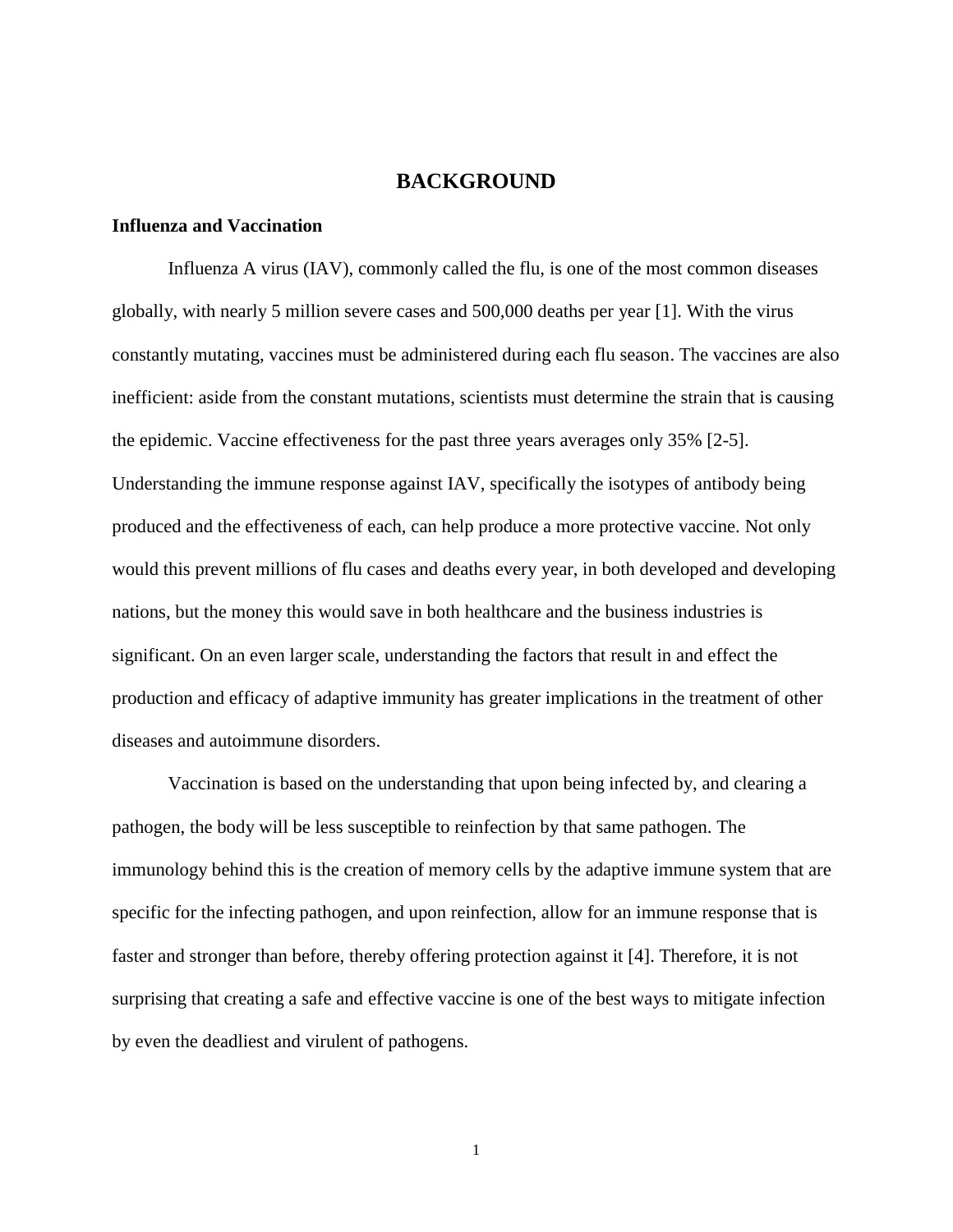# BACKGROUND

## Influenza and Vaccination

Influenza A virus (IAV), commonly called the flu, is one of the most common diseases globally, with nearly 5 million severe cases and 500,000 deaths per year [1]. With the virus constantly mutating, vaccines must be administered during each flu season. The vaccines are also inefficient: aside from the constant mutations, scientists must determine the strain that is causing the epidemic. Vaccine effectiveness for the past three years averages only 35% [2-5]. Understanding the immune response against IAV, specifically the isotypes of antibody being produced and the effectiveness of each, can help produce a more protective vaccine. Not only would this prevent millions of flu cases and deaths every year, in both developed and developing nations, but the money this would save in both healthcare and the business industries is significant. On an even larger scale, understanding the factors that result in and effect the production and efficacy of adaptive immunity has greater implications in the treatment of other diseases and autoimmune disorders.

Vaccination is based on the understanding that upon being infected by, and clearing a pathogen, the body will be less susceptible to reinfection by that same pathogen. The immunology behind this is the creation of memory cells by the adaptive immune system that are specific for the infecting pathogen, and upon reinfection, allow for an immune response that is faster and stronger than before, thereby offering protection against it [4]. Therefore, it is not surprising that creating a safe and effective vaccine is one of the best ways to mitigate infection by even the deadliest and virulent of pathogens.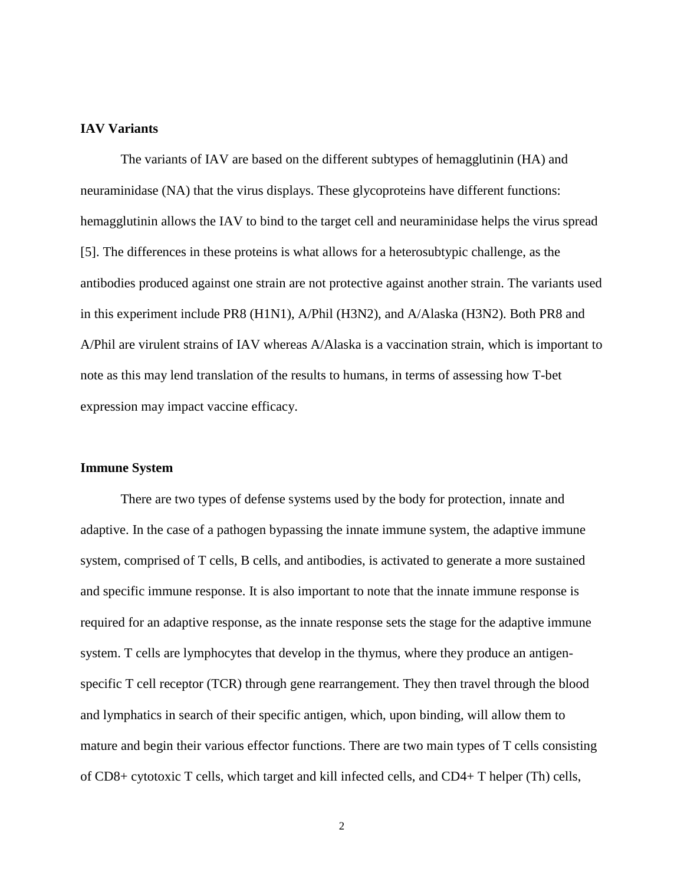### IAV Variants

The variants of IAV are based on the different subtypes of hemagglutinin (HA) and neuraminidase (NA) that the virus displays. These glycoproteins have different functions: hemagglutinin allows the IAV to bind to the target cell and neuraminidase helps the virus spread [5]. The differences in these proteins is what allows for a heterosubtypic challenge, as the antibodies produced against one strain are not protective against another strain. The variants used in this experiment include PR8 (H1N1), A/Phil (H3N2), and A/Alaska (H3N2). Both PR8 and A/Phil are virulent strains of IAV whereas A/Alaska is a vaccination strain, which is important to note as this may lend translation of the results to humans, in terms of assessing how T-bet expression may impact vaccine efficacy.

### Immune System

There are two types of defense systems used by the body for protection, innate and adaptive. In the case of a pathogen bypassing the innate immune system, the adaptive immune system, comprised of T cells, B cells, and antibodies, is activated to generate a more sustained and specific immune response. It is also important to note that the innate immune response is required for an adaptive response, as the innate response sets the stage for the adaptive immune system. T cells are lymphocytes that develop in the thymus, where they produce an antigen-specific T cell receptor (TCR) through gene rearrangement. They then travel through the blood and lymphatics in search of their specific antigen, which, upon binding, will allow them to mature and begin their various effector functions. There are two main types of T cells consisting of CD8+ cytotoxic T cells, which target and kill infected cells, and CD4+ T helper (Th) cells,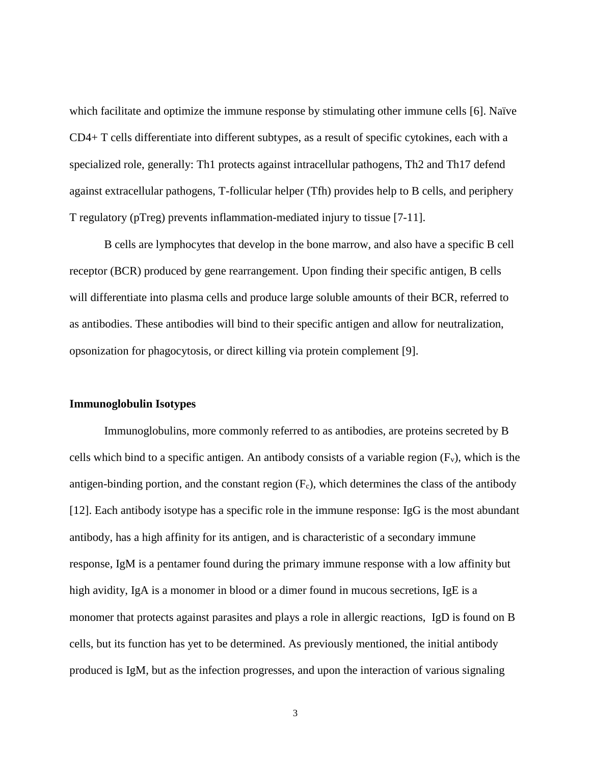which facilitate and optimize the immune response by stimulating other immune cells [6]. Naïve CD4+ T cells differentiate into different subtypes, as a result of specific cytokines, each with a specialized role, generally: Th1 protects against intracellular pathogens, Th2 and Th17 defend against extracellular pathogens, T-follicular helper (Tfh) provides help to B cells, and periphery T regulatory (pTreg) prevents inflammation-mediated injury to tissue [7-11].

B cells are lymphocytes that develop in the bone marrow, and also have a specific B cell receptor (BCR) produced by gene rearrangement. Upon finding their specific antigen, B cells will differentiate into plasma cells and produce large soluble amounts of their BCR, referred to as antibodies. These antibodies will bind to their specific antigen and allow for neutralization, opsonization for phagocytosis, or direct killing via protein complement [9].

### Immunoglobulin Isotypes

Immunoglobulins, more commonly referred to as antibodies, are proteins secreted by B cells which bind to a specific antigen. An antibody consists of a variable region ($F_v$), which is the antigen-binding portion, and the constant region ($F_c$), which determines the class of the antibody [12]. Each antibody isotype has a specific role in the immune response: IgG is the most abundant antibody, has a high affinity for its antigen, and is characteristic of a secondary immune response, IgM is a pentamer found during the primary immune response with a low affinity but high avidity, IgA is a monomer in blood or a dimer found in mucous secretions, IgE is a monomer that protects against parasites and plays a role in allergic reactions, IgD is found on B cells, but its function has yet to be determined. As previously mentioned, the initial antibody produced is IgM, but as the infection progresses, and upon the interaction of various signaling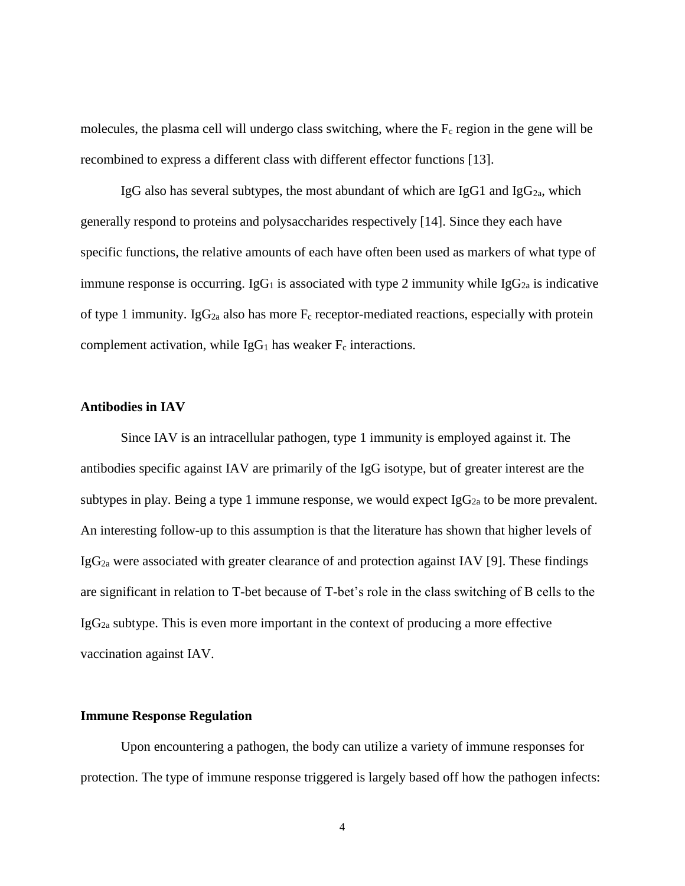molecules, the plasma cell will undergo class switching, where the $F_c$ region in the gene will be recombined to express a different class with different effector functions [13].

IgG also has several subtypes, the most abundant of which are IgG1 and $IgG_{2a}$, which generally respond to proteins and polysaccharides respectively [14]. Since they each have specific functions, the relative amounts of each have often been used as markers of what type of immune response is occurring. $IgG_1$ is associated with type 2 immunity while $IgG_{2a}$ is indicative of type 1 immunity. $IgG_{2a}$ also has more $F_c$ receptor-mediated reactions, especially with protein complement activation, while $IgG_1$ has weaker $F_c$ interactions.

**Antibodies in IAV**

Since IAV is an intracellular pathogen, type 1 immunity is employed against it. The antibodies specific against IAV are primarily of the IgG isotype, but of greater interest are the subtypes in play. Being a type 1 immune response, we would expect $IgG_{2a}$ to be more prevalent. An interesting follow-up to this assumption is that the literature has shown that higher levels of $IgG_{2a}$ were associated with greater clearance of and protection against IAV [9]. These findings are significant in relation to T-bet because of T-bet's role in the class switching of B cells to the $IgG_{2a}$ subtype. This is even more important in the context of producing a more effective vaccination against IAV.

**Immune Response Regulation**

Upon encountering a pathogen, the body can utilize a variety of immune responses for protection. The type of immune response triggered is largely based off how the pathogen infects: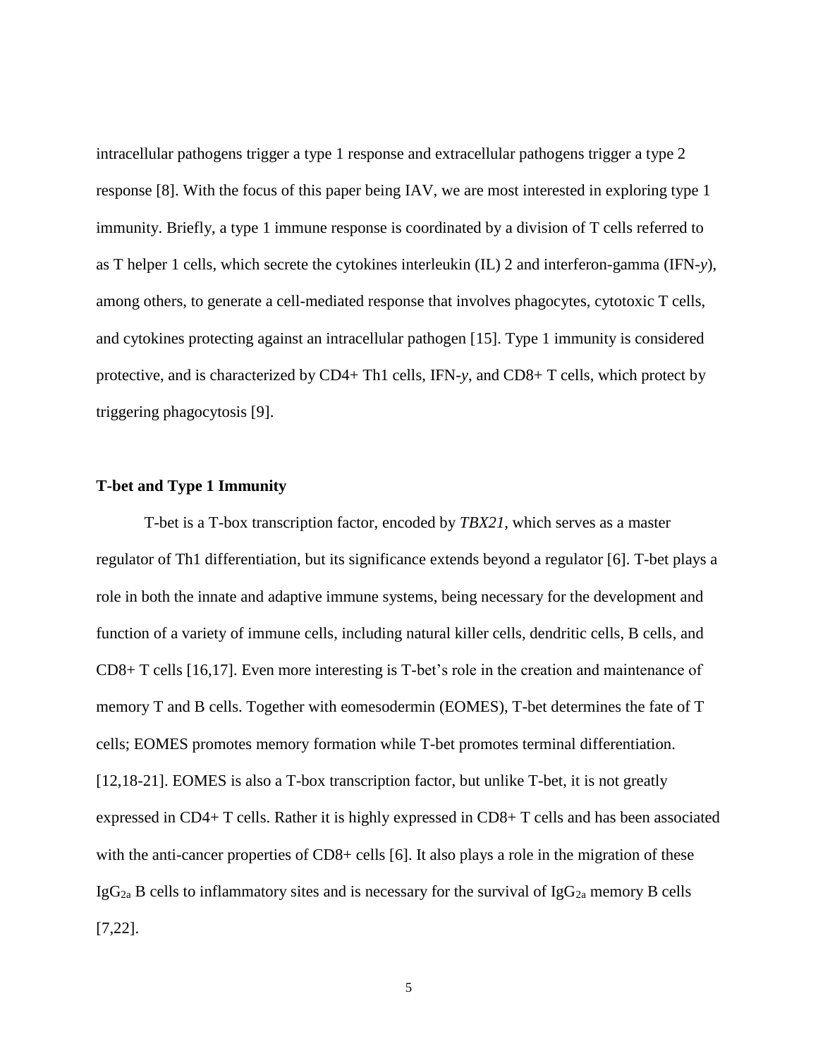intracellular pathogens trigger a type 1 response and extracellular pathogens trigger a type 2 response [8]. With the focus of this paper being IAV, we are most interested in exploring type 1 immunity. Briefly, a type 1 immune response is coordinated by a division of T cells referred to as T helper 1 cells, which secrete the cytokines interleukin (IL) 2 and interferon-gamma (IFN-*y*), among others, to generate a cell-mediated response that involves phagocytes, cytotoxic T cells, and cytokines protecting against an intracellular pathogen [15]. Type 1 immunity is considered protective, and is characterized by CD4+ Th1 cells, IFN-*y*, and CD8+ T cells, which protect by triggering phagocytosis [9].

**T-bet and Type 1 Immunity**

T-bet is a T-box transcription factor, encoded by *TBX21,* which serves as a master regulator of Th1 differentiation, but its significance extends beyond a regulator [6]. T-bet plays a role in both the innate and adaptive immune systems, being necessary for the development and function of a variety of immune cells, including natural killer cells, dendritic cells, B cells, and CD8+ T cells [16,17]. Even more interesting is T-bet's role in the creation and maintenance of memory T and B cells. Together with eomesodermin (EOMES), T-bet determines the fate of T cells; EOMES promotes memory formation while T-bet promotes terminal differentiation. [12,18-21]. EOMES is also a T-box transcription factor, but unlike T-bet, it is not greatly expressed in CD4+ T cells. Rather it is highly expressed in CD8+ T cells and has been associated with the anti-cancer properties of CD8+ cells [6]. It also plays a role in the migration of these $IgG_{2a}$ B cells to inflammatory sites and is necessary for the survival of $IgG_{2a}$ memory B cells [7,22].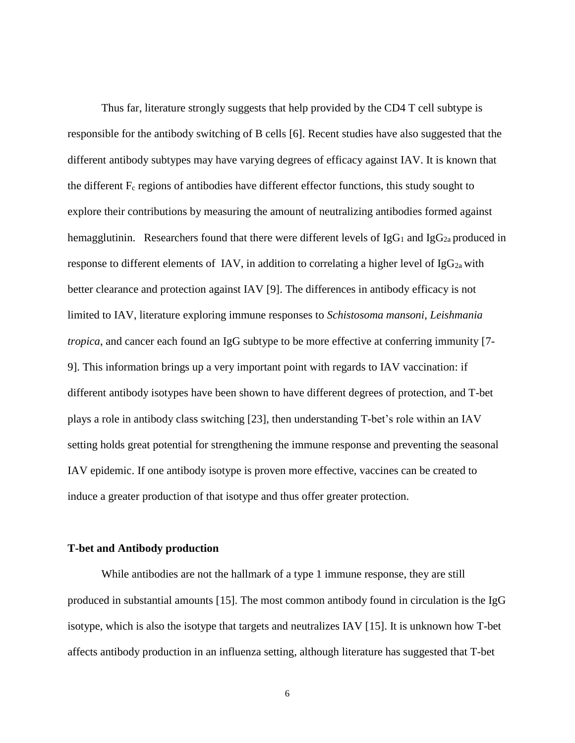Thus far, literature strongly suggests that help provided by the CD4 T cell subtype is responsible for the antibody switching of B cells [6]. Recent studies have also suggested that the different antibody subtypes may have varying degrees of efficacy against IAV. It is known that the different $F_c$ regions of antibodies have different effector functions, this study sought to explore their contributions by measuring the amount of neutralizing antibodies formed against hemagglutinin. Researchers found that there were different levels of $IgG_1$ and $IgG_{2a}$ produced in response to different elements of IAV, in addition to correlating a higher level of $IgG_{2a}$ with better clearance and protection against IAV [9]. The differences in antibody efficacy is not limited to IAV, literature exploring immune responses to *Schistosoma mansoni*, *Leishmania tropica*, and cancer each found an IgG subtype to be more effective at conferring immunity [7-9]. This information brings up a very important point with regards to IAV vaccination: if different antibody isotypes have been shown to have different degrees of protection, and T-bet plays a role in antibody class switching [23], then understanding T-bet's role within an IAV setting holds great potential for strengthening the immune response and preventing the seasonal IAV epidemic. If one antibody isotype is proven more effective, vaccines can be created to induce a greater production of that isotype and thus offer greater protection.

**T-bet and Antibody production**

While antibodies are not the hallmark of a type 1 immune response, they are still produced in substantial amounts [15]. The most common antibody found in circulation is the IgG isotype, which is also the isotype that targets and neutralizes IAV [15]. It is unknown how T-bet affects antibody production in an influenza setting, although literature has suggested that T-bet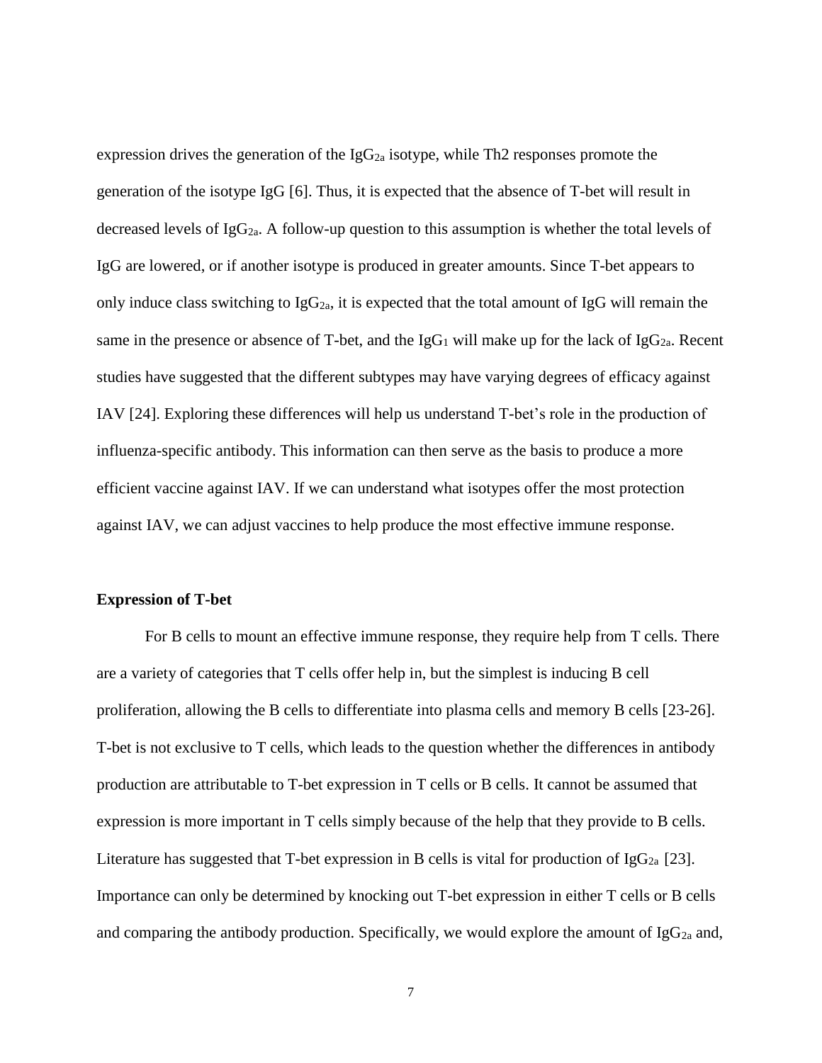expression drives the generation of the $IgG_{2a}$ isotype, while Th2 responses promote the generation of the isotype IgG [6]. Thus, it is expected that the absence of T-bet will result in decreased levels of $IgG_{2a}$. A follow-up question to this assumption is whether the total levels of IgG are lowered, or if another isotype is produced in greater amounts. Since T-bet appears to only induce class switching to $IgG_{2a}$, it is expected that the total amount of IgG will remain the same in the presence or absence of T-bet, and the $IgG_1$ will make up for the lack of $IgG_{2a}$. Recent studies have suggested that the different subtypes may have varying degrees of efficacy against IAV [24]. Exploring these differences will help us understand T-bet's role in the production of influenza-specific antibody. This information can then serve as the basis to produce a more efficient vaccine against IAV. If we can understand what isotypes offer the most protection against IAV, we can adjust vaccines to help produce the most effective immune response.

**Expression of T-bet**

For B cells to mount an effective immune response, they require help from T cells. There are a variety of categories that T cells offer help in, but the simplest is inducing B cell proliferation, allowing the B cells to differentiate into plasma cells and memory B cells [23-26]. T-bet is not exclusive to T cells, which leads to the question whether the differences in antibody production are attributable to T-bet expression in T cells or B cells. It cannot be assumed that expression is more important in T cells simply because of the help that they provide to B cells. Literature has suggested that T-bet expression in B cells is vital for production of $IgG_{2a}$ [23]. Importance can only be determined by knocking out T-bet expression in either T cells or B cells and comparing the antibody production. Specifically, we would explore the amount of $IgG_{2a}$ and,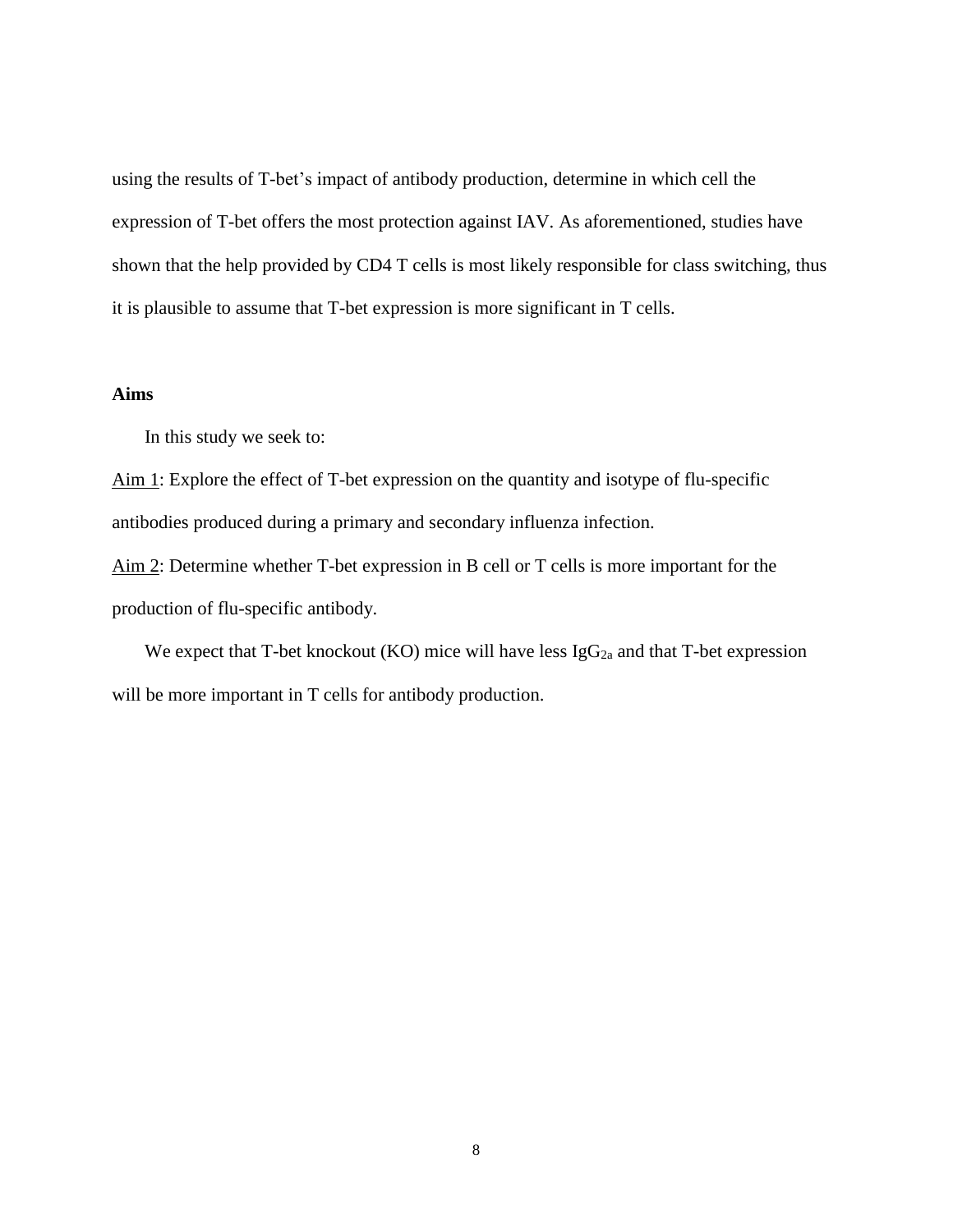using the results of T-bet's impact of antibody production, determine in which cell the expression of T-bet offers the most protection against IAV. As aforementioned, studies have shown that the help provided by CD4 T cells is most likely responsible for class switching, thus it is plausible to assume that T-bet expression is more significant in T cells.

**Aims**

In this study we seek to:

Aim 1: Explore the effect of T-bet expression on the quantity and isotype of flu-specific antibodies produced during a primary and secondary influenza infection.

Aim 2: Determine whether T-bet expression in B cell or T cells is more important for the production of flu-specific antibody.

We expect that T-bet knockout (KO) mice will have less $IgG_{2a}$ and that T-bet expression will be more important in T cells for antibody production.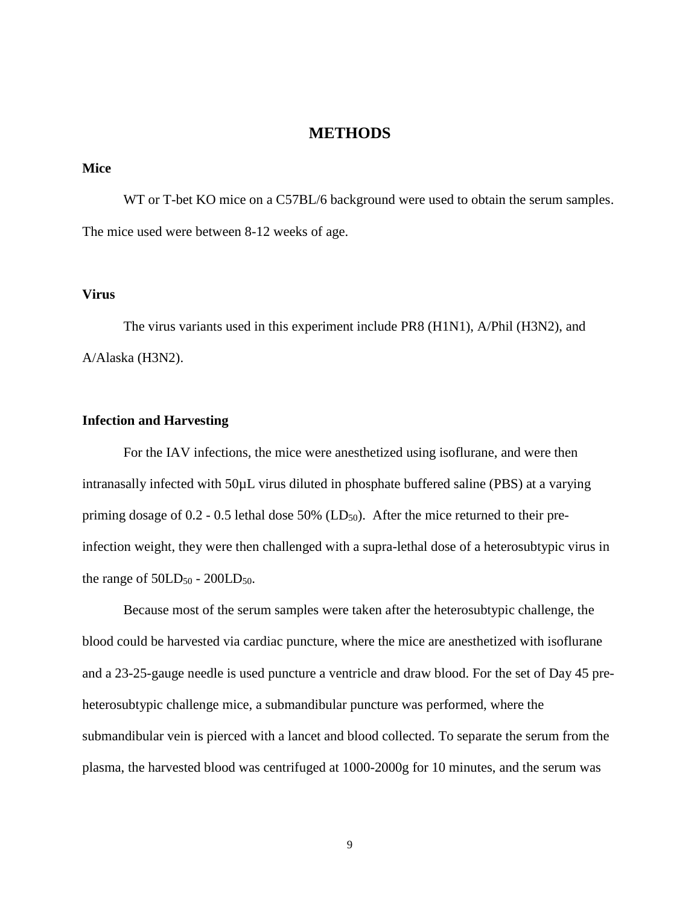# METHODS

### Mice

WT or T-bet KO mice on a C57BL/6 background were used to obtain the serum samples. The mice used were between 8-12 weeks of age.

### Virus

The virus variants used in this experiment include PR8 (H1N1), A/Phil (H3N2), and A/Alaska (H3N2).

### Infection and Harvesting

For the IAV infections, the mice were anesthetized using isoflurane, and were then intranasally infected with 50µL virus diluted in phosphate buffered saline (PBS) at a varying priming dosage of 0.2 - 0.5 lethal dose 50% ($LD_{50}$). After the mice returned to their pre-infection weight, they were then challenged with a supra-lethal dose of a heterosubtypic virus in the range of $50LD_{50}$ - $200LD_{50}$.

Because most of the serum samples were taken after the heterosubtypic challenge, the blood could be harvested via cardiac puncture, where the mice are anesthetized with isoflurane and a 23-25-gauge needle is used puncture a ventricle and draw blood. For the set of Day 45 pre-heterosubtypic challenge mice, a submandibular puncture was performed, where the submandibular vein is pierced with a lancet and blood collected. To separate the serum from the plasma, the harvested blood was centrifuged at 1000-2000g for 10 minutes, and the serum was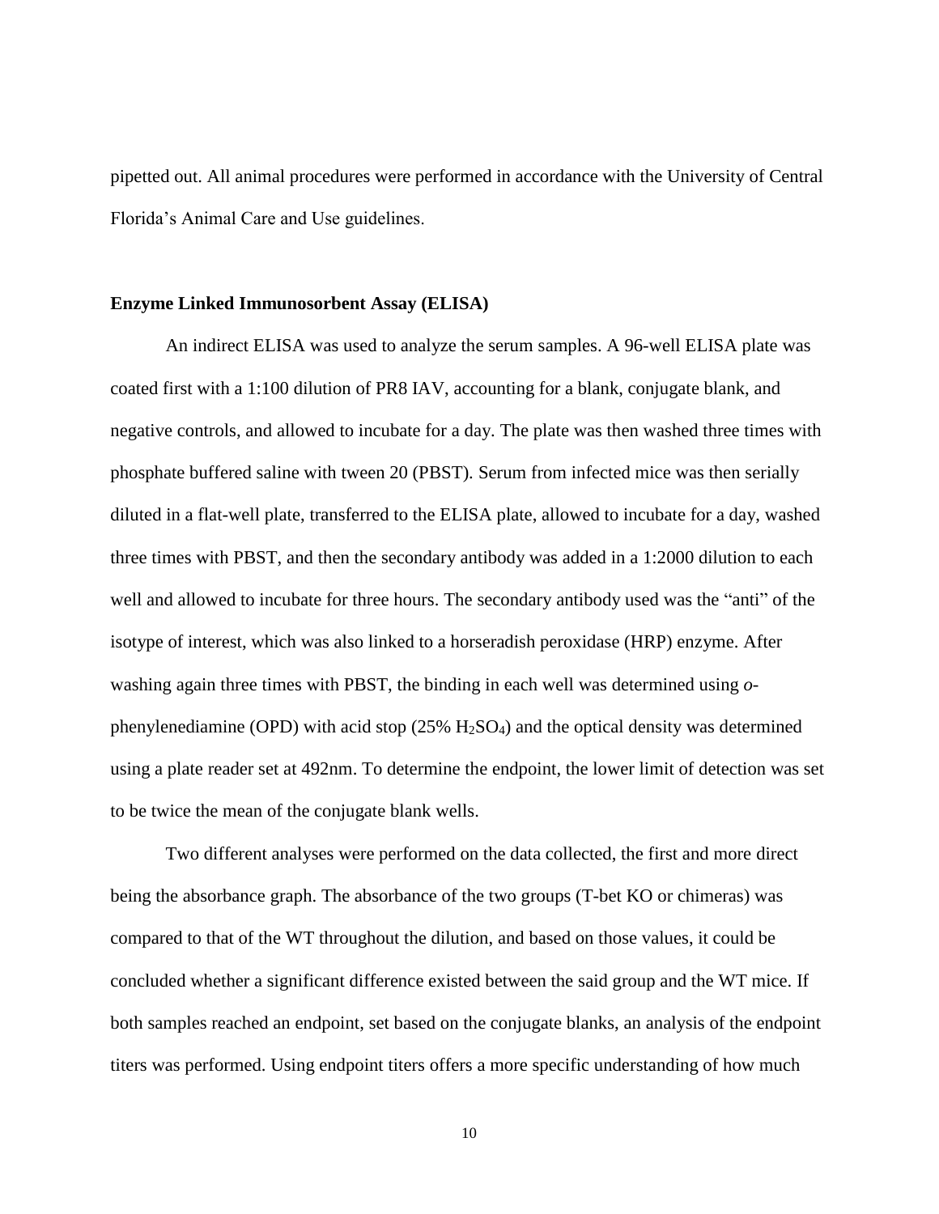pipetted out. All animal procedures were performed in accordance with the University of Central Florida's Animal Care and Use guidelines.

### Enzyme Linked Immunosorbent Assay (ELISA)

An indirect ELISA was used to analyze the serum samples. A 96-well ELISA plate was coated first with a 1:100 dilution of PR8 IAV, accounting for a blank, conjugate blank, and negative controls, and allowed to incubate for a day. The plate was then washed three times with phosphate buffered saline with tween 20 (PBST). Serum from infected mice was then serially diluted in a flat-well plate, transferred to the ELISA plate, allowed to incubate for a day, washed three times with PBST, and then the secondary antibody was added in a 1:2000 dilution to each well and allowed to incubate for three hours. The secondary antibody used was the "anti" of the isotype of interest, which was also linked to a horseradish peroxidase (HRP) enzyme. After washing again three times with PBST, the binding in each well was determined using *o*-phenylenediamine (OPD) with acid stop (25% $H_2SO_4$) and the optical density was determined using a plate reader set at 492nm. To determine the endpoint, the lower limit of detection was set to be twice the mean of the conjugate blank wells.

Two different analyses were performed on the data collected, the first and more direct being the absorbance graph. The absorbance of the two groups (T-bet KO or chimeras) was compared to that of the WT throughout the dilution, and based on those values, it could be concluded whether a significant difference existed between the said group and the WT mice. If both samples reached an endpoint, set based on the conjugate blanks, an analysis of the endpoint titers was performed. Using endpoint titers offers a more specific understanding of how much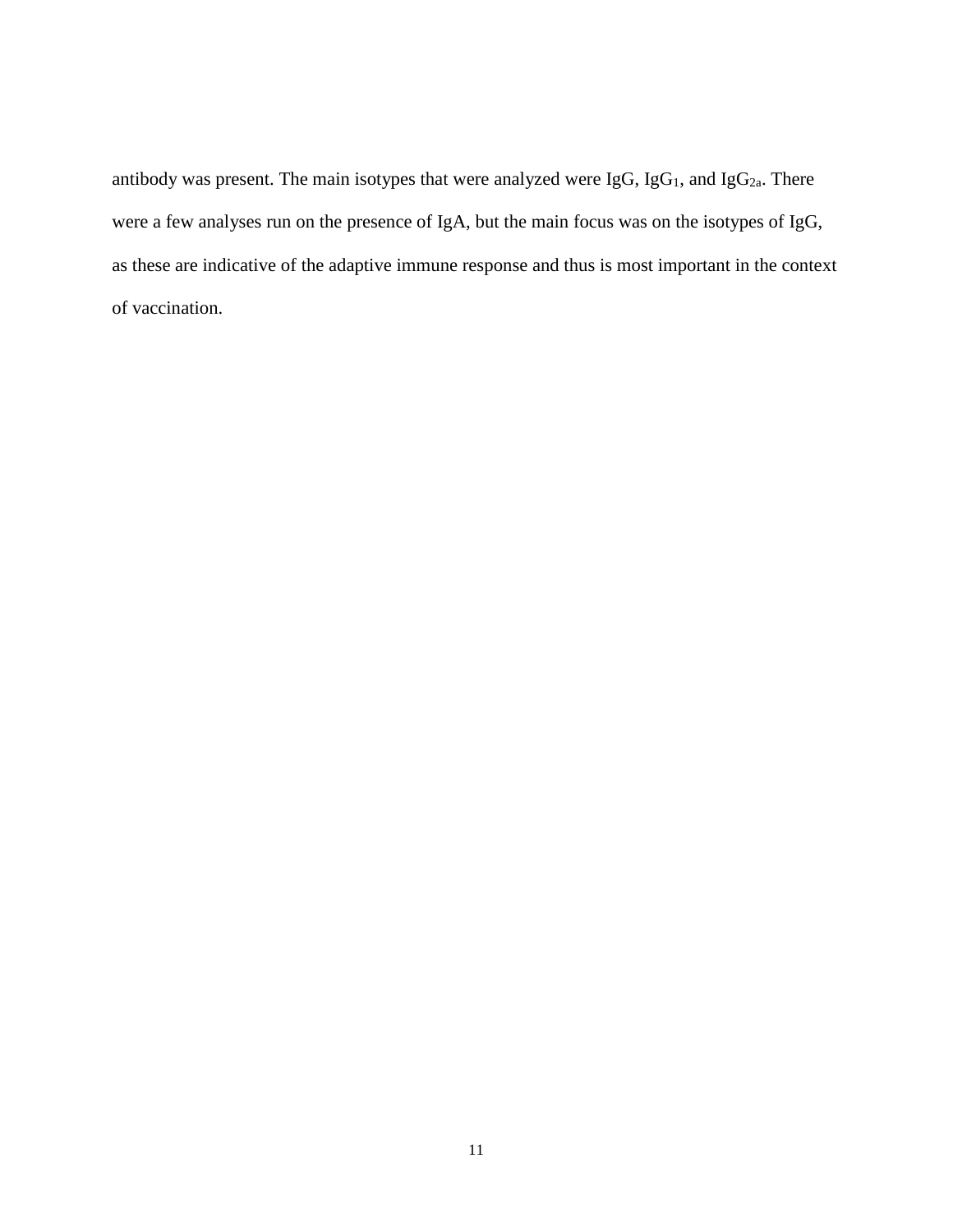antibody was present. The main isotypes that were analyzed were IgG, $IgG_1$, and $IgG_{2a}$. There were a few analyses run on the presence of IgA, but the main focus was on the isotypes of IgG, as these are indicative of the adaptive immune response and thus is most important in the context of vaccination.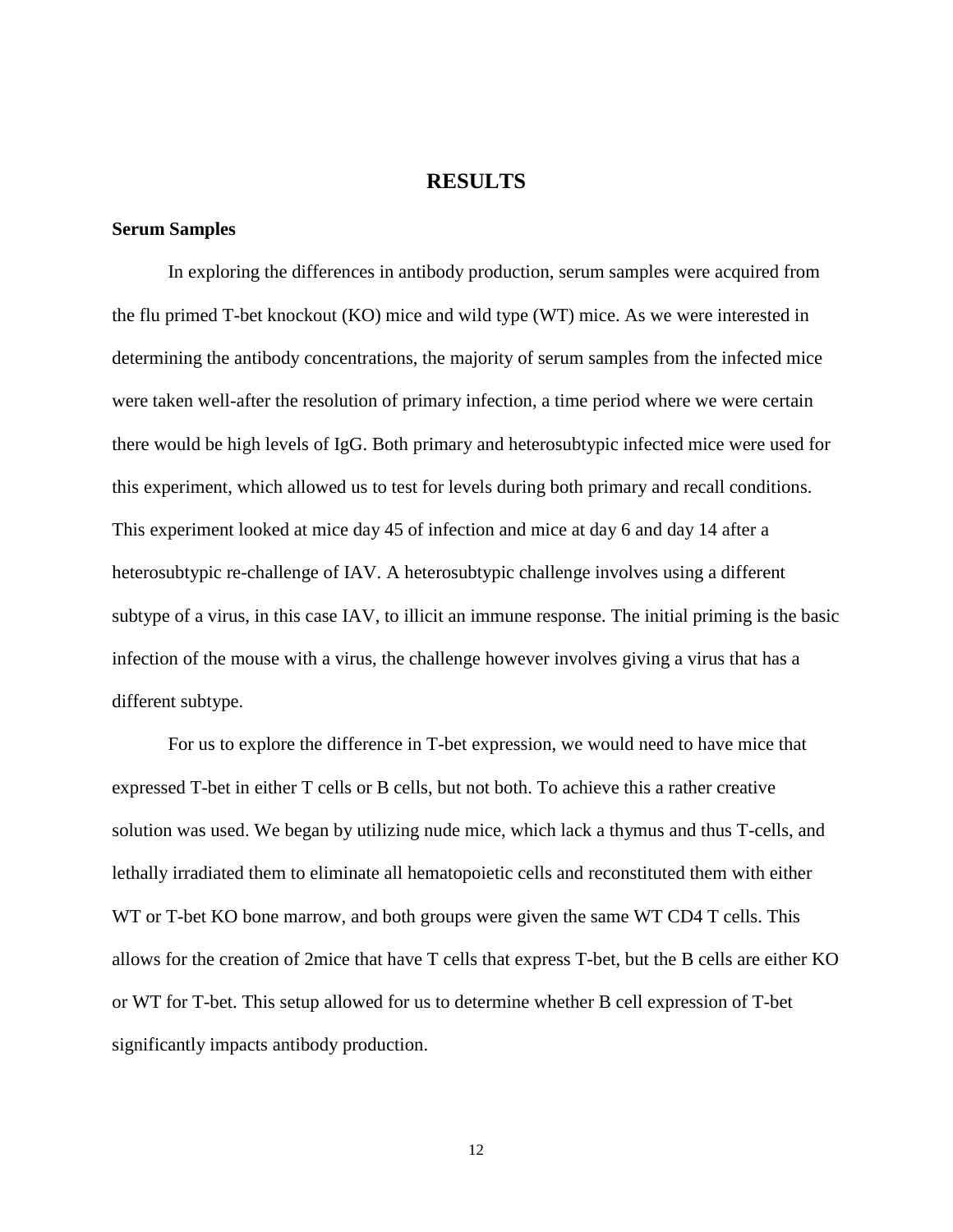# RESULTS

## Serum Samples

In exploring the differences in antibody production, serum samples were acquired from the flu primed T-bet knockout (KO) mice and wild type (WT) mice. As we were interested in determining the antibody concentrations, the majority of serum samples from the infected mice were taken well-after the resolution of primary infection, a time period where we were certain there would be high levels of IgG. Both primary and heterosubtypic infected mice were used for this experiment, which allowed us to test for levels during both primary and recall conditions. This experiment looked at mice day 45 of infection and mice at day 6 and day 14 after a heterosubtypic re-challenge of IAV. A heterosubtypic challenge involves using a different subtype of a virus, in this case IAV, to illicit an immune response. The initial priming is the basic infection of the mouse with a virus, the challenge however involves giving a virus that has a different subtype.

For us to explore the difference in T-bet expression, we would need to have mice that expressed T-bet in either T cells or B cells, but not both. To achieve this a rather creative solution was used. We began by utilizing nude mice, which lack a thymus and thus T-cells, and lethally irradiated them to eliminate all hematopoietic cells and reconstituted them with either WT or T-bet KO bone marrow, and both groups were given the same WT CD4 T cells. This allows for the creation of 2mice that have T cells that express T-bet, but the B cells are either KO or WT for T-bet. This setup allowed for us to determine whether B cell expression of T-bet significantly impacts antibody production.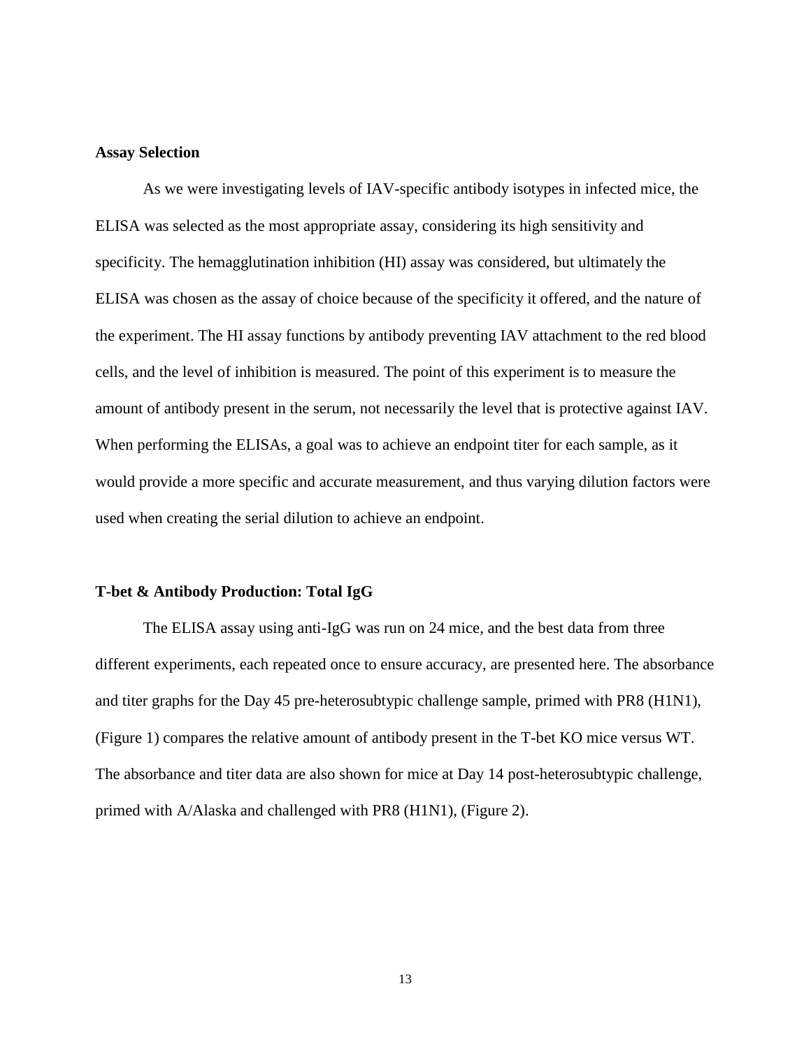### Assay Selection

As we were investigating levels of IAV-specific antibody isotypes in infected mice, the ELISA was selected as the most appropriate assay, considering its high sensitivity and specificity. The hemagglutination inhibition (HI) assay was considered, but ultimately the ELISA was chosen as the assay of choice because of the specificity it offered, and the nature of the experiment. The HI assay functions by antibody preventing IAV attachment to the red blood cells, and the level of inhibition is measured. The point of this experiment is to measure the amount of antibody present in the serum, not necessarily the level that is protective against IAV. When performing the ELISAs, a goal was to achieve an endpoint titer for each sample, as it would provide a more specific and accurate measurement, and thus varying dilution factors were used when creating the serial dilution to achieve an endpoint.

### T-bet & Antibody Production: Total IgG

The ELISA assay using anti-IgG was run on 24 mice, and the best data from three different experiments, each repeated once to ensure accuracy, are presented here. The absorbance and titer graphs for the Day 45 pre-heterosubtypic challenge sample, primed with PR8 (H1N1), (Figure 1) compares the relative amount of antibody present in the T-bet KO mice versus WT. The absorbance and titer data are also shown for mice at Day 14 post-heterosubtypic challenge, primed with A/Alaska and challenged with PR8 (H1N1), (Figure 2).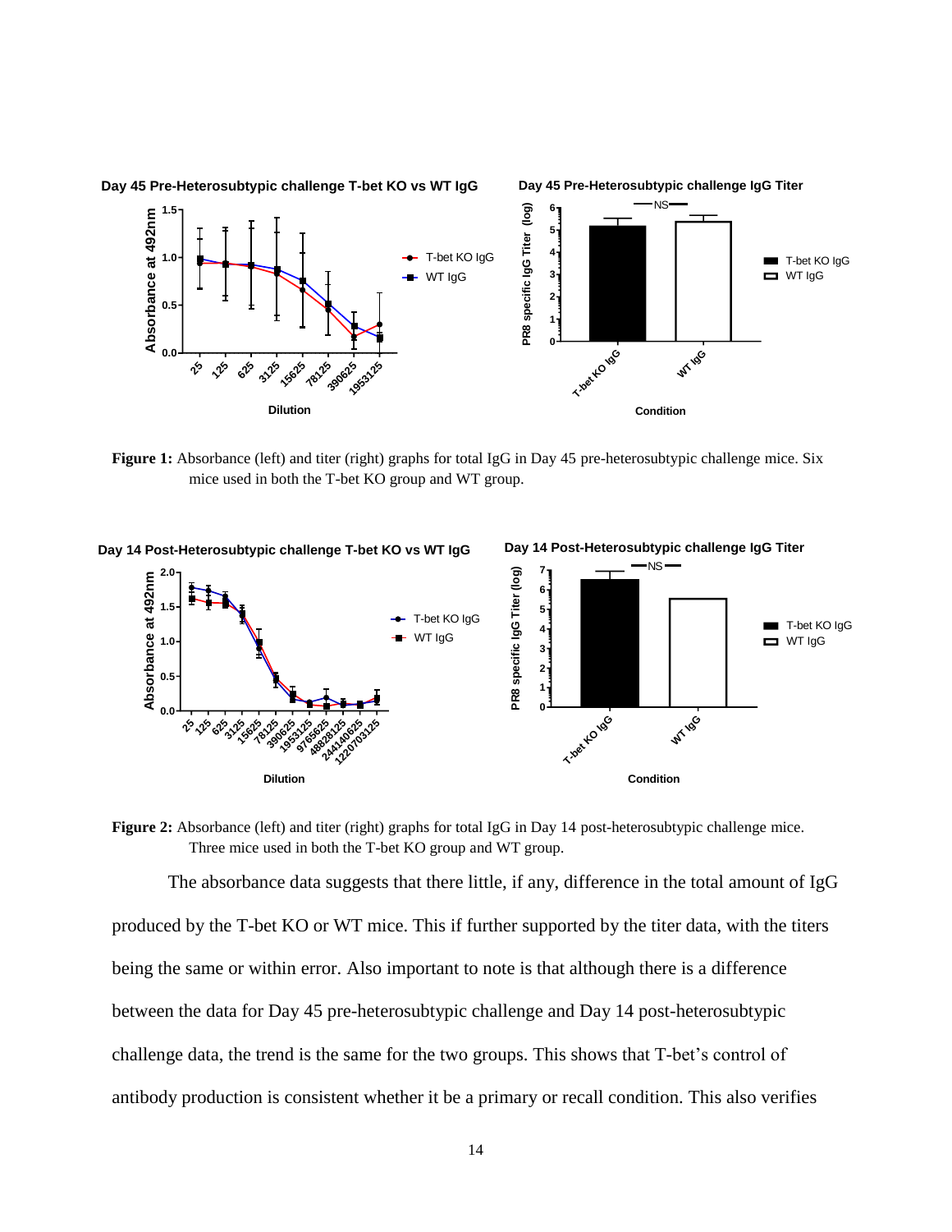**Figure 1:** Absorbance (left) and titer (right) graphs for total IgG in Day 45 pre-heterosubtypic challenge mice. Six mice used in both the T-bet KO group and WT group.

**Figure 2:** Absorbance (left) and titer (right) graphs for total IgG in Day 14 post-heterosubtypic challenge mice. Three mice used in both the T-bet KO group and WT group.

The absorbance data suggests that there little, if any, difference in the total amount of IgG produced by the T-bet KO or WT mice. This if further supported by the titer data, with the titers being the same or within error. Also important to note is that although there is a difference between the data for Day 45 pre-heterosubtypic challenge and Day 14 post-heterosubtypic challenge data, the trend is the same for the two groups. This shows that T-bet's control of antibody production is consistent whether it be a primary or recall condition. This also verifies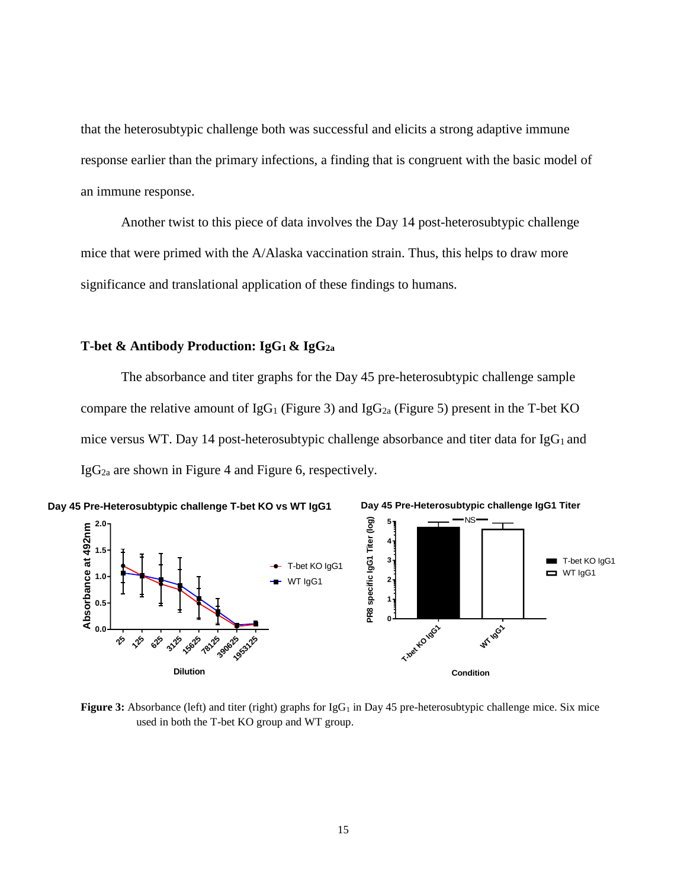that the heterosubtypic challenge both was successful and elicits a strong adaptive immune response earlier than the primary infections, a finding that is congruent with the basic model of an immune response.

Another twist to this piece of data involves the Day 14 post-heterosubtypic challenge mice that were primed with the A/Alaska vaccination strain. Thus, this helps to draw more significance and translational application of these findings to humans.

### T-bet & Antibody Production: $IgG_1$ & $IgG_{2a}$

The absorbance and titer graphs for the Day 45 pre-heterosubtypic challenge sample compare the relative amount of $IgG_1$ (Figure 3) and $IgG_{2a}$ (Figure 5) present in the T-bet KO mice versus WT. Day 14 post-heterosubtypic challenge absorbance and titer data for $IgG_1$ and $IgG_{2a}$ are shown in Figure 4 and Figure 6, respectively.

**Figure 3:** Absorbance (left) and titer (right) graphs for $IgG_1$ in Day 45 pre-heterosubtypic challenge mice. Six mice used in both the T-bet KO group and WT group.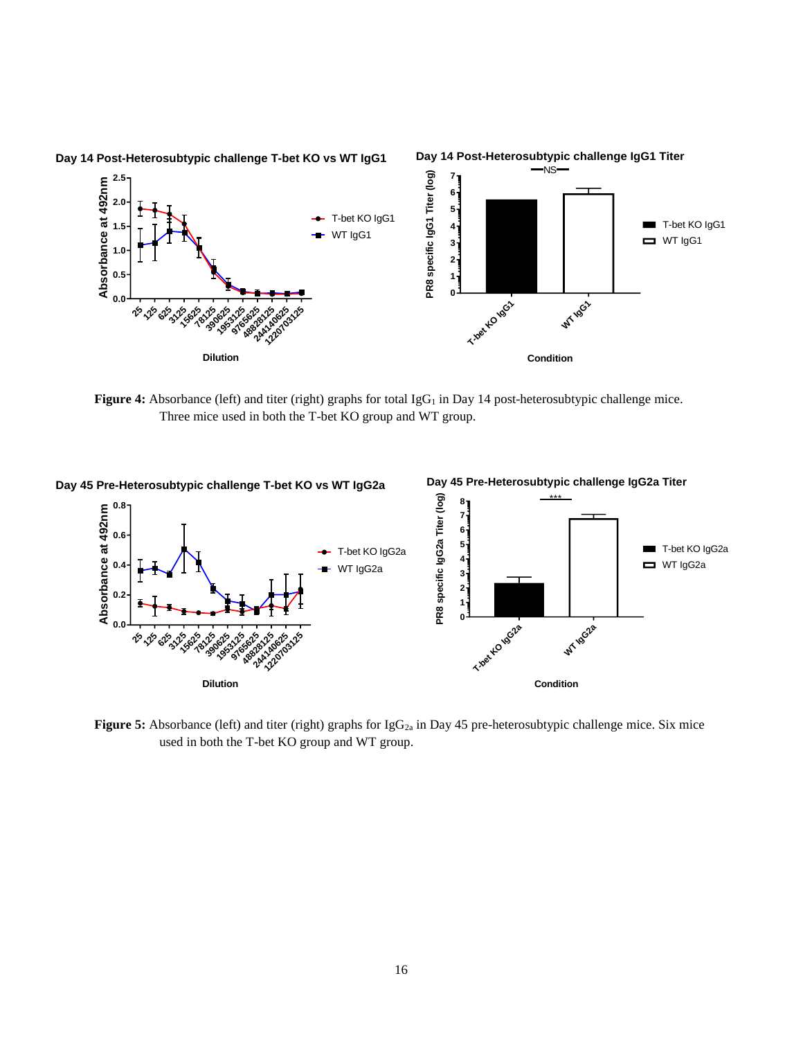**Figure 4:** Absorbance (left) and titer (right) graphs for total $IgG_1$ in Day 14 post-heterosubtypic challenge mice. Three mice used in both the T-bet KO group and WT group.

**Figure 5:** Absorbance (left) and titer (right) graphs for $IgG_{2a}$ in Day 45 pre-heterosubtypic challenge mice. Six mice used in both the T-bet KO group and WT group.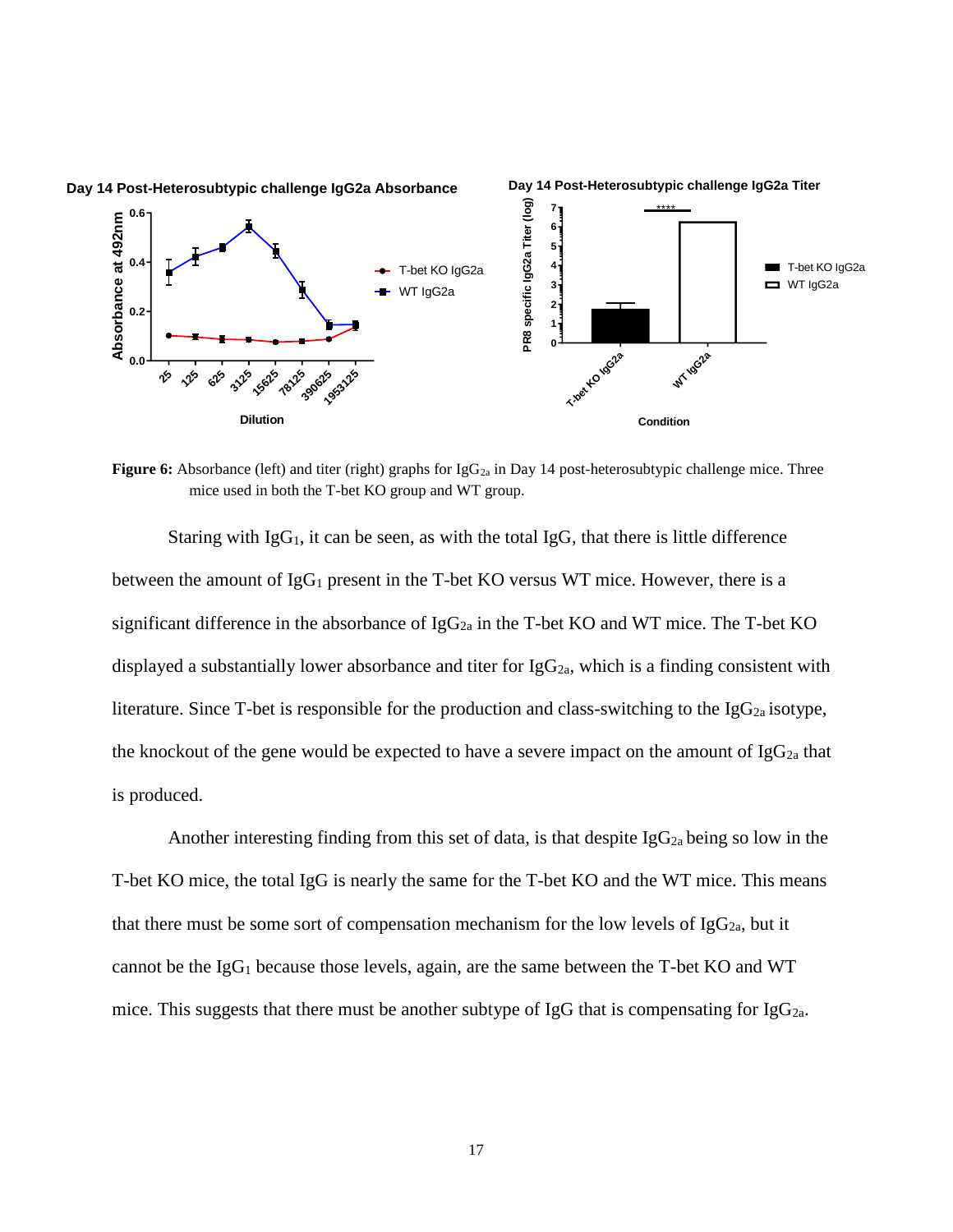**Figure 6:** Absorbance (left) and titer (right) graphs for $IgG_{2a}$ in Day 14 post-heterosubtypic challenge mice. Three mice used in both the T-bet KO group and WT group.

Staring with $IgG_1$, it can be seen, as with the total IgG, that there is little difference between the amount of $IgG_1$ present in the T-bet KO versus WT mice. However, there is a significant difference in the absorbance of $IgG_{2a}$ in the T-bet KO and WT mice. The T-bet KO displayed a substantially lower absorbance and titer for $IgG_{2a}$, which is a finding consistent with literature. Since T-bet is responsible for the production and class-switching to the $IgG_{2a}$ isotype, the knockout of the gene would be expected to have a severe impact on the amount of $IgG_{2a}$ that is produced.

Another interesting finding from this set of data, is that despite $IgG_{2a}$ being so low in the T-bet KO mice, the total IgG is nearly the same for the T-bet KO and the WT mice. This means that there must be some sort of compensation mechanism for the low levels of $IgG_{2a}$, but it cannot be the $IgG_1$ because those levels, again, are the same between the T-bet KO and WT mice. This suggests that there must be another subtype of IgG that is compensating for $IgG_{2a}$.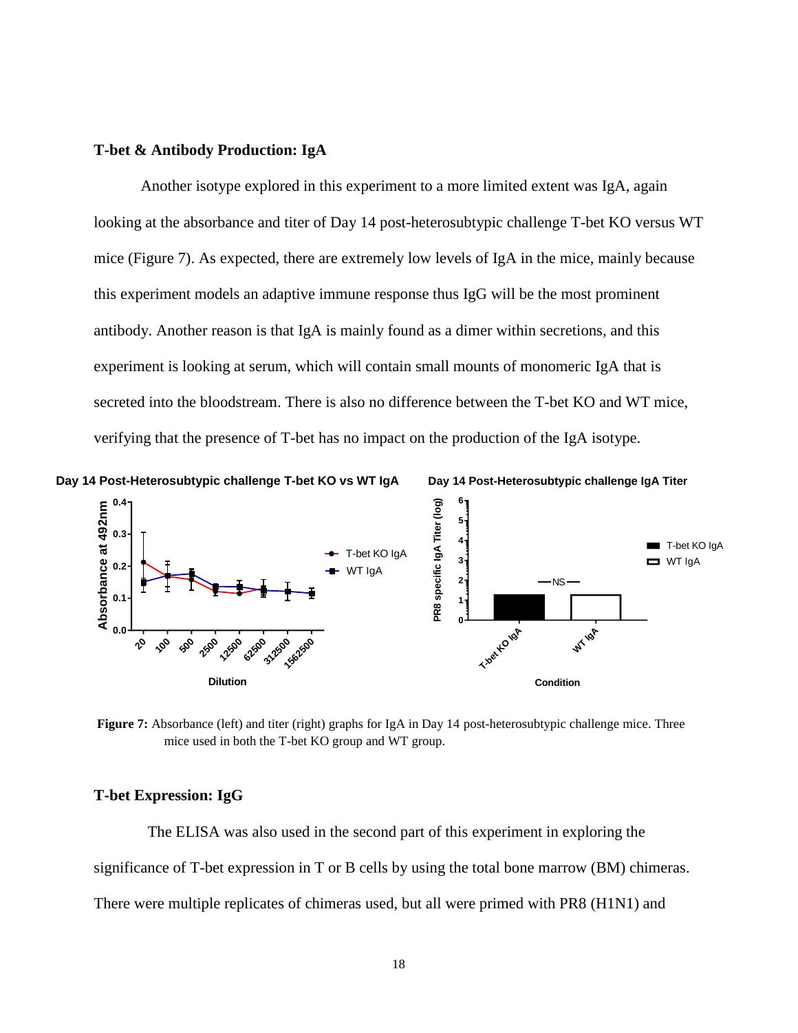### T-bet & Antibody Production: IgA

Another isotype explored in this experiment to a more limited extent was IgA, again looking at the absorbance and titer of Day 14 post-heterosubtypic challenge T-bet KO versus WT mice (Figure 7). As expected, there are extremely low levels of IgA in the mice, mainly because this experiment models an adaptive immune response thus IgG will be the most prominent antibody. Another reason is that IgA is mainly found as a dimer within secretions, and this experiment is looking at serum, which will contain small mounts of monomeric IgA that is secreted into the bloodstream. There is also no difference between the T-bet KO and WT mice, verifying that the presence of T-bet has no impact on the production of the IgA isotype.

**Figure 7:** Absorbance (left) and titer (right) graphs for IgA in Day 14 post-heterosubtypic challenge mice. Three mice used in both the T-bet KO group and WT group.

### T-bet Expression: IgG

The ELISA was also used in the second part of this experiment in exploring the significance of T-bet expression in T or B cells by using the total bone marrow (BM) chimeras. There were multiple replicates of chimeras used, but all were primed with PR8 (H1N1) and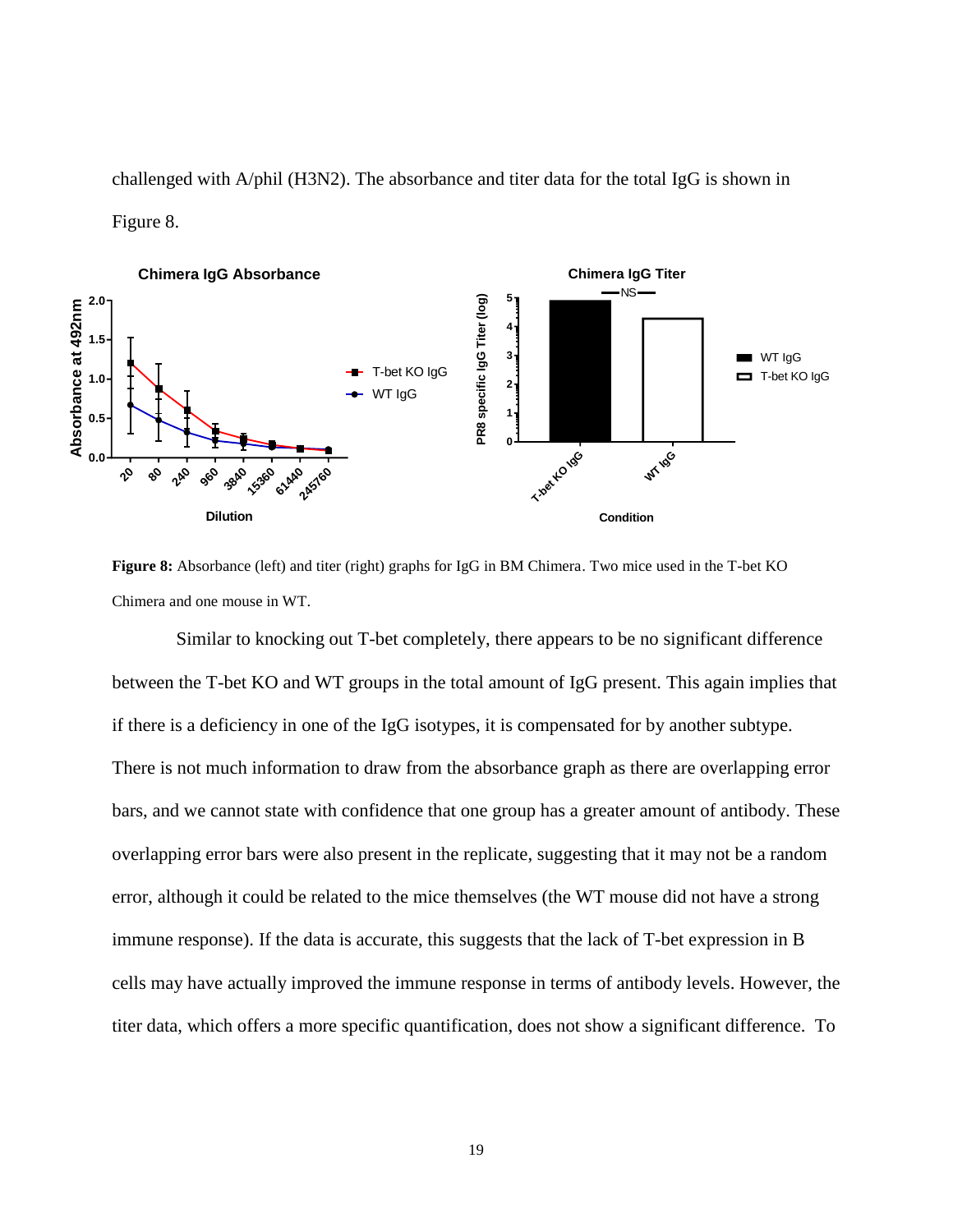challenged with A/phil (H3N2). The absorbance and titer data for the total IgG is shown in Figure 8.

**Figure 8:** Absorbance (left) and titer (right) graphs for IgG in BM Chimera. Two mice used in the T-bet KO Chimera and one mouse in WT.

Similar to knocking out T-bet completely, there appears to be no significant difference between the T-bet KO and WT groups in the total amount of IgG present. This again implies that if there is a deficiency in one of the IgG isotypes, it is compensated for by another subtype. There is not much information to draw from the absorbance graph as there are overlapping error bars, and we cannot state with confidence that one group has a greater amount of antibody. These overlapping error bars were also present in the replicate, suggesting that it may not be a random error, although it could be related to the mice themselves (the WT mouse did not have a strong immune response). If the data is accurate, this suggests that the lack of T-bet expression in B cells may have actually improved the immune response in terms of antibody levels. However, the titer data, which offers a more specific quantification, does not show a significant difference. To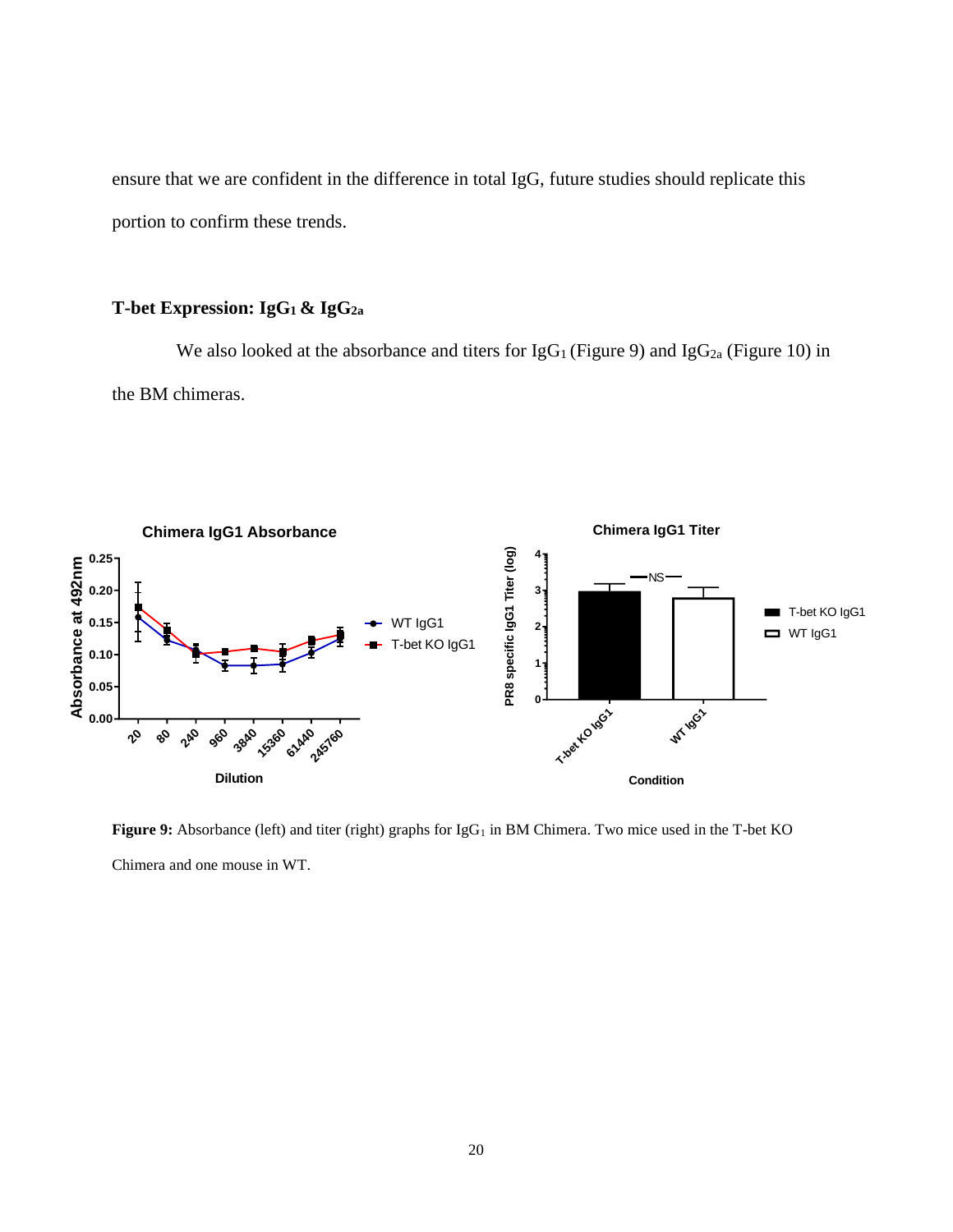ensure that we are confident in the difference in total IgG, future studies should replicate this portion to confirm these trends.

### T-bet Expression: $IgG_1$ & $IgG_{2a}$

We also looked at the absorbance and titers for $IgG_1$ (Figure 9) and $IgG_{2a}$ (Figure 10) in the BM chimeras.

**Figure 9:** Absorbance (left) and titer (right) graphs for $IgG_1$ in BM Chimera. Two mice used in the T-bet KO Chimera and one mouse in WT.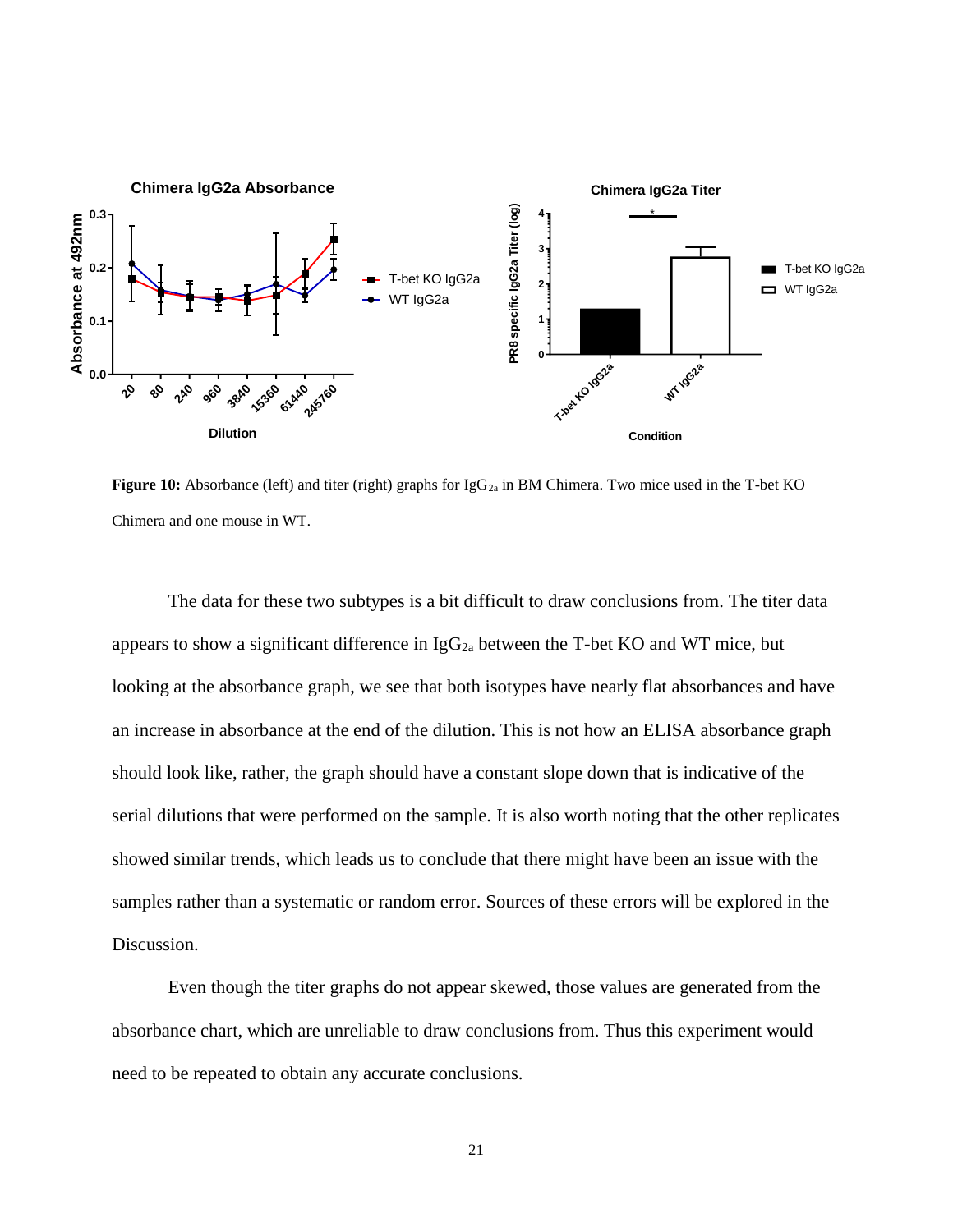**Figure 10:** Absorbance (left) and titer (right) graphs for $IgG_{2a}$ in BM Chimera. Two mice used in the T-bet KO Chimera and one mouse in WT.

The data for these two subtypes is a bit difficult to draw conclusions from. The titer data appears to show a significant difference in $IgG_{2a}$ between the T-bet KO and WT mice, but looking at the absorbance graph, we see that both isotypes have nearly flat absorbances and have an increase in absorbance at the end of the dilution. This is not how an ELISA absorbance graph should look like, rather, the graph should have a constant slope down that is indicative of the serial dilutions that were performed on the sample. It is also worth noting that the other replicates showed similar trends, which leads us to conclude that there might have been an issue with the samples rather than a systematic or random error. Sources of these errors will be explored in the Discussion.

Even though the titer graphs do not appear skewed, those values are generated from the absorbance chart, which are unreliable to draw conclusions from. Thus this experiment would need to be repeated to obtain any accurate conclusions.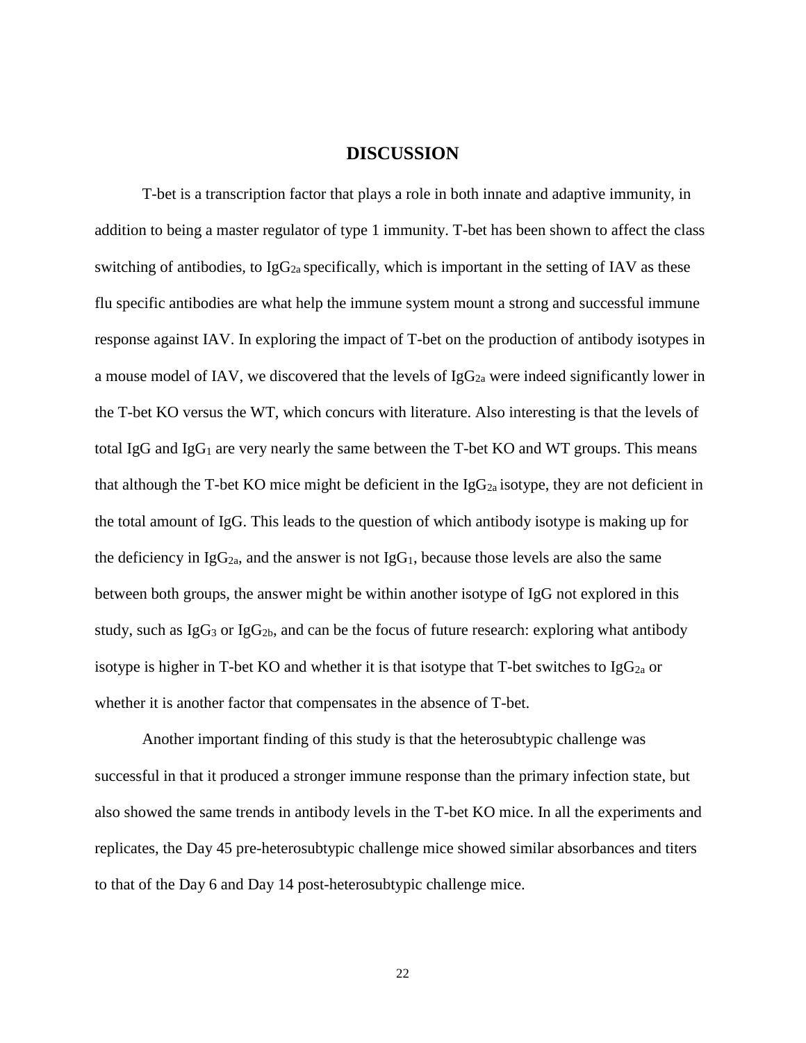# DISCUSSION

T-bet is a transcription factor that plays a role in both innate and adaptive immunity, in addition to being a master regulator of type 1 immunity. T-bet has been shown to affect the class switching of antibodies, to $IgG_{2a}$ specifically, which is important in the setting of IAV as these flu specific antibodies are what help the immune system mount a strong and successful immune response against IAV. In exploring the impact of T-bet on the production of antibody isotypes in a mouse model of IAV, we discovered that the levels of $IgG_{2a}$ were indeed significantly lower in the T-bet KO versus the WT, which concurs with literature. Also interesting is that the levels of total IgG and $IgG_1$ are very nearly the same between the T-bet KO and WT groups. This means that although the T-bet KO mice might be deficient in the $IgG_{2a}$ isotype, they are not deficient in the total amount of IgG. This leads to the question of which antibody isotype is making up for the deficiency in $IgG_{2a}$, and the answer is not $IgG_1$, because those levels are also the same between both groups, the answer might be within another isotype of IgG not explored in this study, such as $IgG_3$ or $IgG_{2b}$, and can be the focus of future research: exploring what antibody isotype is higher in T-bet KO and whether it is that isotype that T-bet switches to $IgG_{2a}$ or whether it is another factor that compensates in the absence of T-bet.

Another important finding of this study is that the heterosubtypic challenge was successful in that it produced a stronger immune response than the primary infection state, but also showed the same trends in antibody levels in the T-bet KO mice. In all the experiments and replicates, the Day 45 pre-heterosubtypic challenge mice showed similar absorbances and titers to that of the Day 6 and Day 14 post-heterosubtypic challenge mice.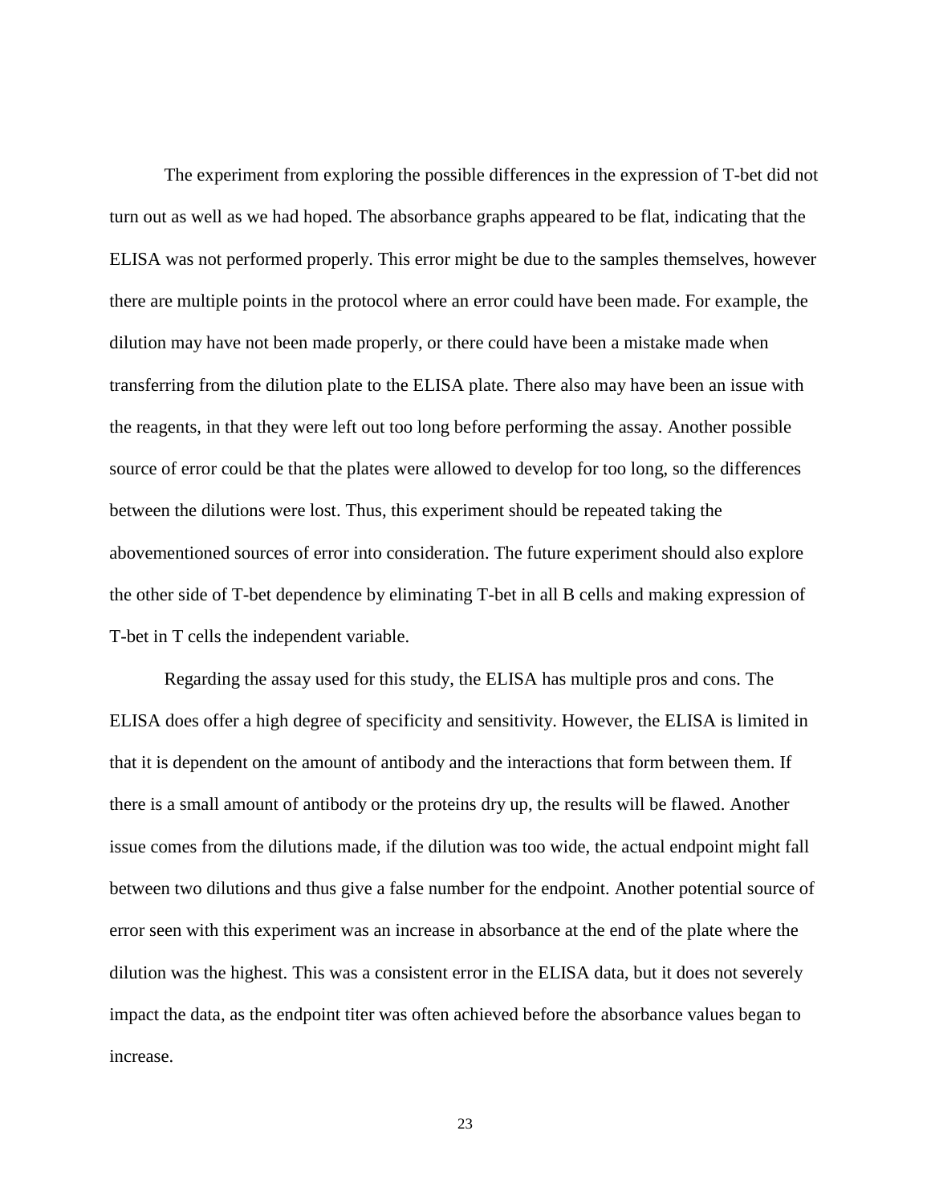The experiment from exploring the possible differences in the expression of T-bet did not turn out as well as we had hoped. The absorbance graphs appeared to be flat, indicating that the ELISA was not performed properly. This error might be due to the samples themselves, however there are multiple points in the protocol where an error could have been made. For example, the dilution may have not been made properly, or there could have been a mistake made when transferring from the dilution plate to the ELISA plate. There also may have been an issue with the reagents, in that they were left out too long before performing the assay. Another possible source of error could be that the plates were allowed to develop for too long, so the differences between the dilutions were lost. Thus, this experiment should be repeated taking the abovementioned sources of error into consideration. The future experiment should also explore the other side of T-bet dependence by eliminating T-bet in all B cells and making expression of T-bet in T cells the independent variable.

Regarding the assay used for this study, the ELISA has multiple pros and cons. The ELISA does offer a high degree of specificity and sensitivity. However, the ELISA is limited in that it is dependent on the amount of antibody and the interactions that form between them. If there is a small amount of antibody or the proteins dry up, the results will be flawed. Another issue comes from the dilutions made, if the dilution was too wide, the actual endpoint might fall between two dilutions and thus give a false number for the endpoint. Another potential source of error seen with this experiment was an increase in absorbance at the end of the plate where the dilution was the highest. This was a consistent error in the ELISA data, but it does not severely impact the data, as the endpoint titer was often achieved before the absorbance values began to increase.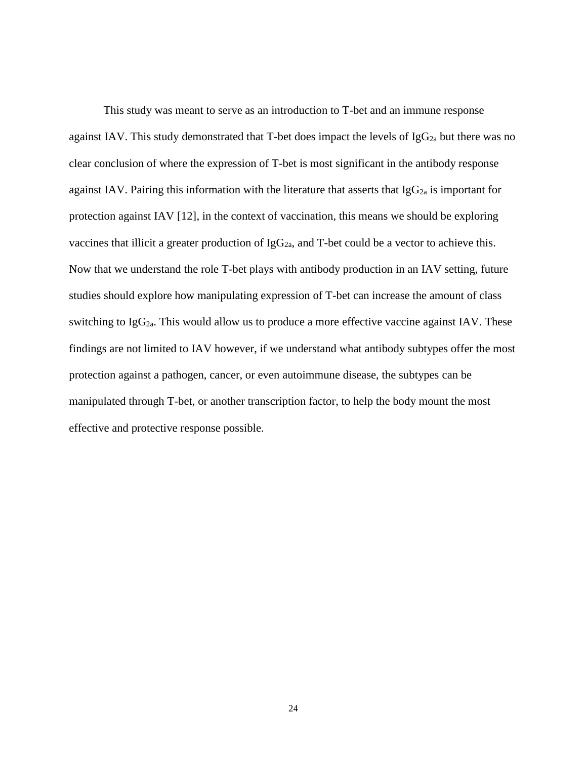This study was meant to serve as an introduction to T-bet and an immune response against IAV. This study demonstrated that T-bet does impact the levels of $IgG_{2a}$ but there was no clear conclusion of where the expression of T-bet is most significant in the antibody response against IAV. Pairing this information with the literature that asserts that $IgG_{2a}$ is important for protection against IAV [12], in the context of vaccination, this means we should be exploring vaccines that illicit a greater production of $IgG_{2a}$, and T-bet could be a vector to achieve this. Now that we understand the role T-bet plays with antibody production in an IAV setting, future studies should explore how manipulating expression of T-bet can increase the amount of class switching to $IgG_{2a}$. This would allow us to produce a more effective vaccine against IAV. These findings are not limited to IAV however, if we understand what antibody subtypes offer the most protection against a pathogen, cancer, or even autoimmune disease, the subtypes can be manipulated through T-bet, or another transcription factor, to help the body mount the most effective and protective response possible.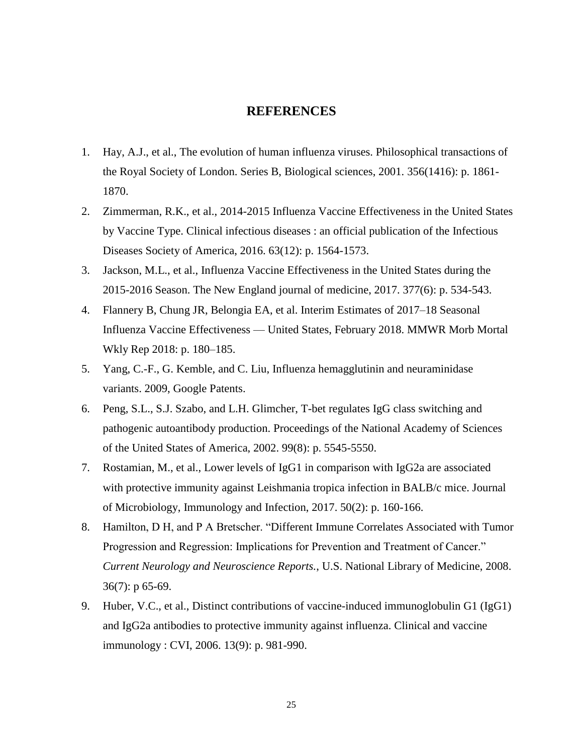# REFERENCES

1. Hay, A.J., et al., The evolution of human influenza viruses. Philosophical transactions of the Royal Society of London. Series B, Biological sciences, 2001. 356(1416): p. 1861-1870.
2. Zimmerman, R.K., et al., 2014-2015 Influenza Vaccine Effectiveness in the United States by Vaccine Type. Clinical infectious diseases : an official publication of the Infectious Diseases Society of America, 2016. 63(12): p. 1564-1573.
3. Jackson, M.L., et al., Influenza Vaccine Effectiveness in the United States during the 2015-2016 Season. The New England journal of medicine, 2017. 377(6): p. 534-543.
4. Flannery B, Chung JR, Belongia EA, et al. Interim Estimates of 2017–18 Seasonal Influenza Vaccine Effectiveness — United States, February 2018. MMWR Morb Mortal Wkly Rep 2018: p. 180–185.
5. Yang, C.-F., G. Kemble, and C. Liu, Influenza hemagglutinin and neuraminidase variants. 2009, Google Patents.
6. Peng, S.L., S.J. Szabo, and L.H. Glimcher, T-bet regulates IgG class switching and pathogenic autoantibody production. Proceedings of the National Academy of Sciences of the United States of America, 2002. 99(8): p. 5545-5550.
7. Rostamian, M., et al., Lower levels of IgG1 in comparison with IgG2a are associated with protective immunity against Leishmania tropica infection in BALB/c mice. Journal of Microbiology, Immunology and Infection, 2017. 50(2): p. 160-166.
8. Hamilton, D H, and P A Bretscher. “Different Immune Correlates Associated with Tumor Progression and Regression: Implications for Prevention and Treatment of Cancer.” *Current Neurology and Neuroscience Reports.*, U.S. National Library of Medicine, 2008. 36(7): p 65-69.
9. Huber, V.C., et al., Distinct contributions of vaccine-induced immunoglobulin G1 (IgG1) and IgG2a antibodies to protective immunity against influenza. Clinical and vaccine immunology : CVI, 2006. 13(9): p. 981-990.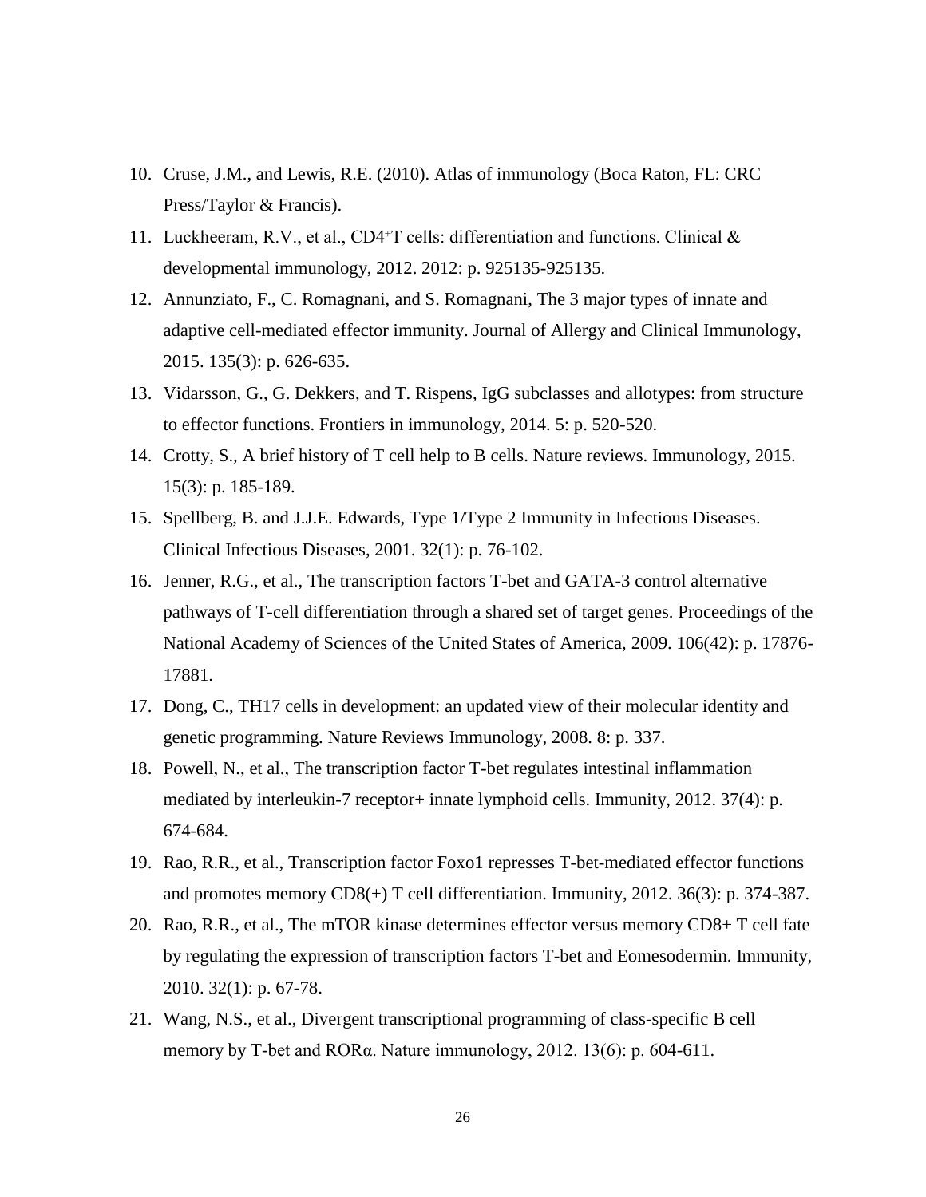10. Cruse, J.M., and Lewis, R.E. (2010). Atlas of immunology (Boca Raton, FL: CRC Press/Taylor & Francis).
11. Luckheeram, R.V., et al., CD4$^{+}$T cells: differentiation and functions. Clinical & developmental immunology, 2012. 2012: p. 925135-925135.
12. Annunziato, F., C. Romagnani, and S. Romagnani, The 3 major types of innate and adaptive cell-mediated effector immunity. Journal of Allergy and Clinical Immunology, 2015. 135(3): p. 626-635.
13. Vidarsson, G., G. Dekkers, and T. Rispens, IgG subclasses and allotypes: from structure to effector functions. Frontiers in immunology, 2014. 5: p. 520-520.
14. Crotty, S., A brief history of T cell help to B cells. Nature reviews. Immunology, 2015. 15(3): p. 185-189.
15. Spellberg, B. and J.J.E. Edwards, Type 1/Type 2 Immunity in Infectious Diseases. Clinical Infectious Diseases, 2001. 32(1): p. 76-102.
16. Jenner, R.G., et al., The transcription factors T-bet and GATA-3 control alternative pathways of T-cell differentiation through a shared set of target genes. Proceedings of the National Academy of Sciences of the United States of America, 2009. 106(42): p. 17876-17881.
17. Dong, C., TH17 cells in development: an updated view of their molecular identity and genetic programming. Nature Reviews Immunology, 2008. 8: p. 337.
18. Powell, N., et al., The transcription factor T-bet regulates intestinal inflammation mediated by interleukin-7 receptor+ innate lymphoid cells. Immunity, 2012. 37(4): p. 674-684.
19. Rao, R.R., et al., Transcription factor Foxo1 represses T-bet-mediated effector functions and promotes memory CD8(+) T cell differentiation. Immunity, 2012. 36(3): p. 374-387.
20. Rao, R.R., et al., The mTOR kinase determines effector versus memory CD8+ T cell fate by regulating the expression of transcription factors T-bet and Eomesodermin. Immunity, 2010. 32(1): p. 67-78.
21. Wang, N.S., et al., Divergent transcriptional programming of class-specific B cell memory by T-bet and RORα. Nature immunology, 2012. 13(6): p. 604-611.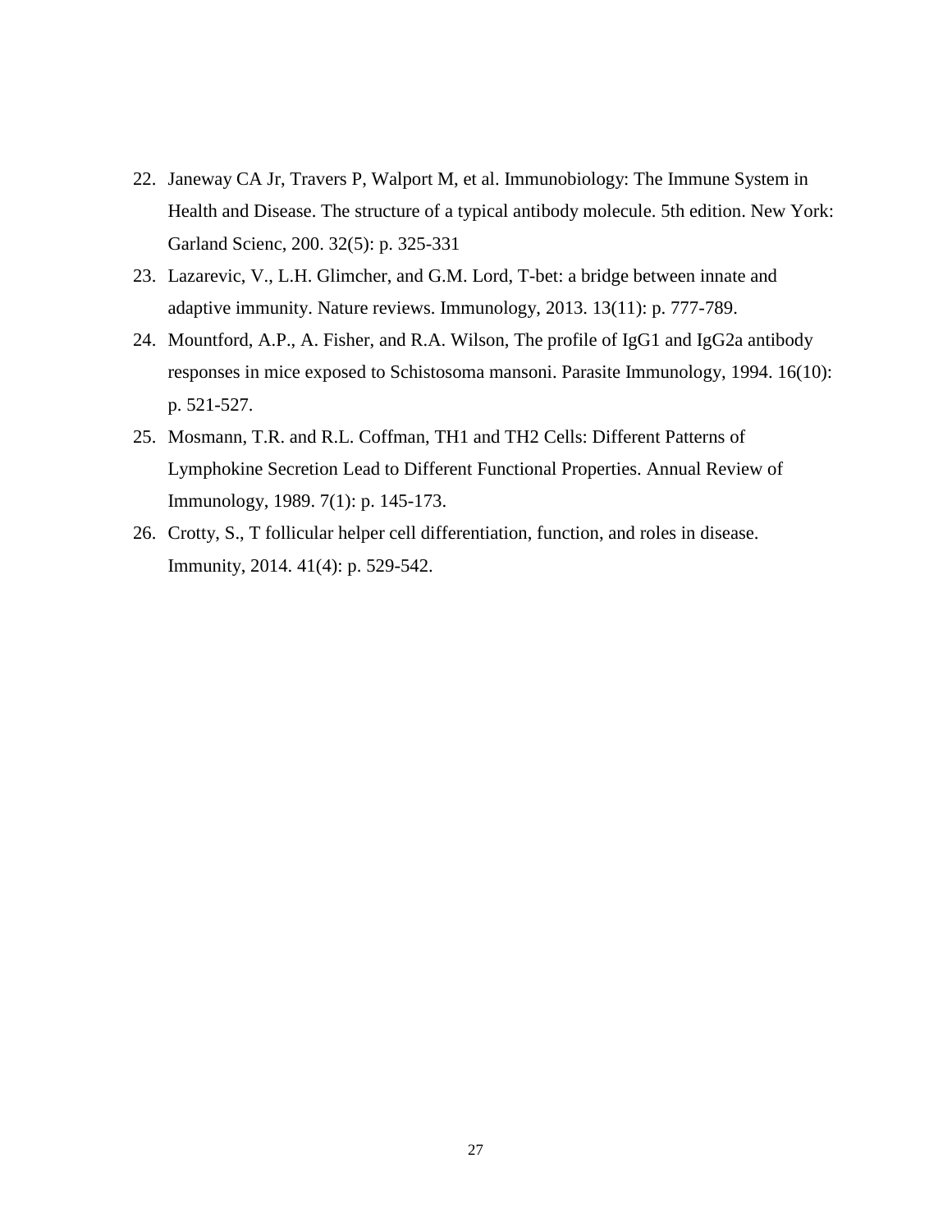22. Janeway CA Jr, Travers P, Walport M, et al. Immunobiology: The Immune System in Health and Disease. The structure of a typical antibody molecule. 5th edition. New York: Garland Scienc, 200. 32(5): p. 325-331
23. Lazarevic, V., L.H. Glimcher, and G.M. Lord, T-bet: a bridge between innate and adaptive immunity. Nature reviews. Immunology, 2013. 13(11): p. 777-789.
24. Mountford, A.P., A. Fisher, and R.A. Wilson, The profile of IgG1 and IgG2a antibody responses in mice exposed to Schistosoma mansoni. Parasite Immunology, 1994. 16(10): p. 521-527.
25. Mosmann, T.R. and R.L. Coffman, TH1 and TH2 Cells: Different Patterns of Lymphokine Secretion Lead to Different Functional Properties. Annual Review of Immunology, 1989. 7(1): p. 145-173.
26. Crotty, S., T follicular helper cell differentiation, function, and roles in disease. Immunity, 2014. 41(4): p. 529-542.